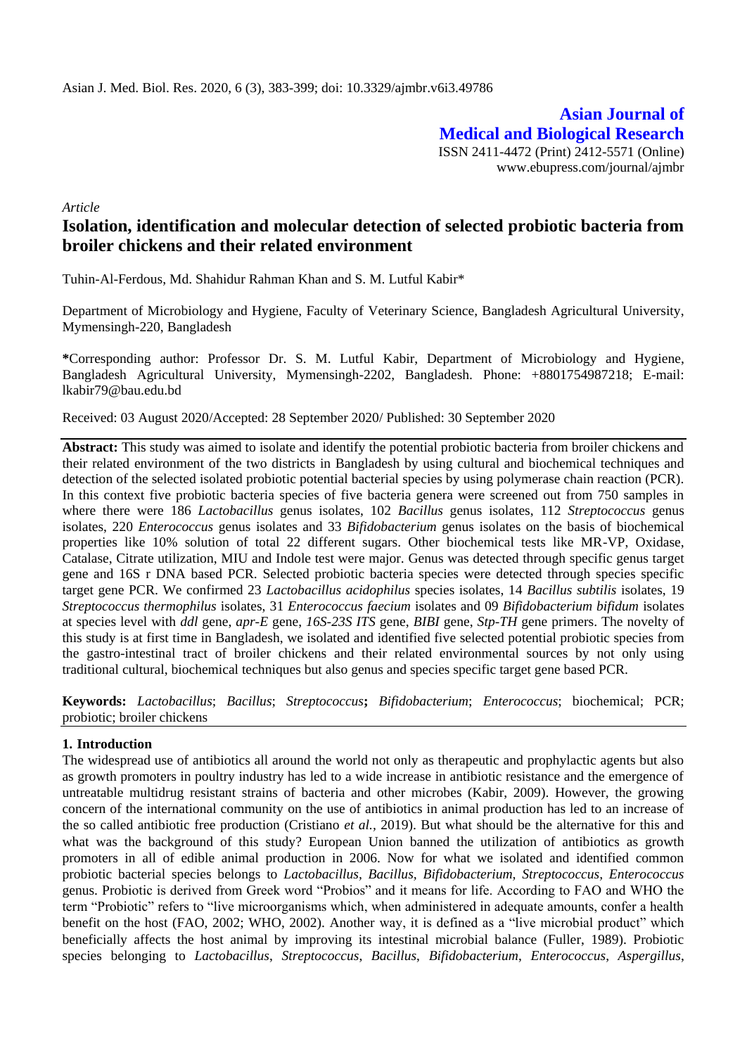*Article*

# Isolation, identification and molecular detection of selected probiotic bacteria from broiler chickens and their related environment

Tuhin-Al-Ferdous, Md. Shahidur Rahman Khan and S. M. Lutful Kabir*

Department of Microbiology and Hygiene, Faculty of Veterinary Science, Bangladesh Agricultural University, Mymensingh-220, Bangladesh

**\***Corresponding author: Professor Dr. S. M. Lutful Kabir, Department of Microbiology and Hygiene, Bangladesh Agricultural University, Mymensingh-2202, Bangladesh. Phone: +8801754987218; E-mail: lkabir79@bau.edu.bd

Received: 03 August 2020/Accepted: 28 September 2020/ Published: 30 September 2020

**Abstract:** This study was aimed to isolate and identify the potential probiotic bacteria from broiler chickens and their related environment of the two districts in Bangladesh by using cultural and biochemical techniques and detection of the selected isolated probiotic potential bacterial species by using polymerase chain reaction (PCR). In this context five probiotic bacteria species of five bacteria genera were screened out from 750 samples in where there were 186 *Lactobacillus* genus isolates, 102 *Bacillus* genus isolates, 112 *Streptococcus* genus isolates, 220 *Enterococcus* genus isolates and 33 *Bifidobacterium* genus isolates on the basis of biochemical properties like 10% solution of total 22 different sugars. Other biochemical tests like MR-VP, Oxidase, Catalase, Citrate utilization, MIU and Indole test were major. Genus was detected through specific genus target gene and 16S r DNA based PCR. Selected probiotic bacteria species were detected through species specific target gene PCR. We confirmed 23 *Lactobacillus acidophilus* species isolates, 14 *Bacillus subtilis* isolates, 19 *Streptococcus thermophilus* isolates, 31 *Enterococcus faecium* isolates and 09 *Bifidobacterium bifidum* isolates at species level with *ddl* gene, *apr-E* gene, *16S-23S ITS* gene, *BIBI* gene, *Stp-TH* gene primers. The novelty of this study is at first time in Bangladesh, we isolated and identified five selected potential probiotic species from the gastro-intestinal tract of broiler chickens and their related environmental sources by not only using traditional cultural, biochemical techniques but also genus and species specific target gene based PCR.

**Keywords:** *Lactobacillus*; *Bacillus*; *Streptococcus***;** *Bifidobacterium*; *Enterococcus*; biochemical; PCR; probiotic; broiler chickens

## 1. Introduction

The widespread use of antibiotics all around the world not only as therapeutic and prophylactic agents but also as growth promoters in poultry industry has led to a wide increase in antibiotic resistance and the emergence of untreatable multidrug resistant strains of bacteria and other microbes (Kabir, 2009). However, the growing concern of the international community on the use of antibiotics in animal production has led to an increase of the so called antibiotic free production (Cristiano *et al.,* 2019). But what should be the alternative for this and what was the background of this study? European Union banned the utilization of antibiotics as growth promoters in all of edible animal production in 2006. Now for what we isolated and identified common probiotic bacterial species belongs to *Lactobacillus, Bacillus, Bifidobacterium, Streptococcus, Enterococcus* genus. Probiotic is derived from Greek word "Probios" and it means for life. According to FAO and WHO the term "Probiotic" refers to "live microorganisms which, when administered in adequate amounts, confer a health benefit on the host (FAO, 2002; WHO, 2002). Another way, it is defined as a "live microbial product" which beneficially affects the host animal by improving its intestinal microbial balance (Fuller, 1989). Probiotic species belonging to *Lactobacillus*, *Streptococcus*, *Bacillus*, *Bifidobacterium*, *Enterococcus*, *Aspergillus*,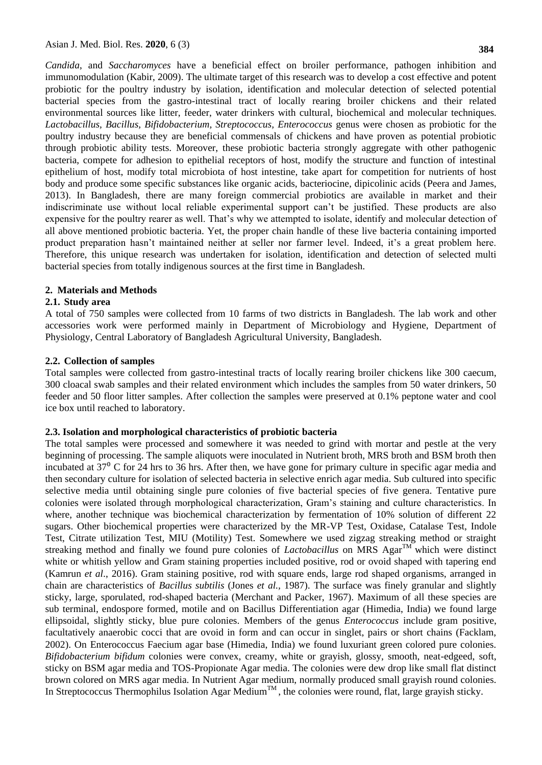*Candida*, and *Saccharomyces* have a beneficial effect on broiler performance, pathogen inhibition and immunomodulation (Kabir, 2009). The ultimate target of this research was to develop a cost effective and potent probiotic for the poultry industry by isolation, identification and molecular detection of selected potential bacterial species from the gastro-intestinal tract of locally rearing broiler chickens and their related environmental sources like litter, feeder, water drinkers with cultural, biochemical and molecular techniques. *Lactobacillus, Bacillus, Bifidobacterium, Streptococcus, Enterococcus* genus were chosen as probiotic for the poultry industry because they are beneficial commensals of chickens and have proven as potential probiotic through probiotic ability tests. Moreover, these probiotic bacteria strongly aggregate with other pathogenic bacteria, compete for adhesion to epithelial receptors of host, modify the structure and function of intestinal epithelium of host, modify total microbiota of host intestine, take apart for competition for nutrients of host body and produce some specific substances like organic acids, bacteriocine, dipicolinic acids (Peera and James, 2013). In Bangladesh, there are many foreign commercial probiotics are available in market and their indiscriminate use without local reliable experimental support can't be justified. These products are also expensive for the poultry rearer as well. That's why we attempted to isolate, identify and molecular detection of all above mentioned probiotic bacteria. Yet, the proper chain handle of these live bacteria containing imported product preparation hasn't maintained neither at seller nor farmer level. Indeed, it's a great problem here. Therefore, this unique research was undertaken for isolation, identification and detection of selected multi bacterial species from totally indigenous sources at the first time in Bangladesh.

## 2. Materials and Methods

### 2.1. Study area

A total of 750 samples were collected from 10 farms of two districts in Bangladesh. The lab work and other accessories work were performed mainly in Department of Microbiology and Hygiene, Department of Physiology, Central Laboratory of Bangladesh Agricultural University, Bangladesh.

### 2.2. Collection of samples

Total samples were collected from gastro-intestinal tracts of locally rearing broiler chickens like 300 caecum, 300 cloacal swab samples and their related environment which includes the samples from 50 water drinkers, 50 feeder and 50 floor litter samples. After collection the samples were preserved at 0.1% peptone water and cool ice box until reached to laboratory.

### 2.3. Isolation and morphological characteristics of probiotic bacteria

The total samples were processed and somewhere it was needed to grind with mortar and pestle at the very beginning of processing. The sample aliquots were inoculated in Nutrient broth, MRS broth and BSM broth then incubated at $37^0$ C for 24 hrs to 36 hrs. After then, we have gone for primary culture in specific agar media and then secondary culture for isolation of selected bacteria in selective enrich agar media. Sub cultured into specific selective media until obtaining single pure colonies of five bacterial species of five genera. Tentative pure colonies were isolated through morphological characterization, Gram's staining and culture characteristics. In where, another technique was biochemical characterization by fermentation of 10% solution of different 22 sugars. Other biochemical properties were characterized by the MR-VP Test, Oxidase, Catalase Test, Indole Test, Citrate utilization Test, MIU (Motility) Test. Somewhere we used zigzag streaking method or straight streaking method and finally we found pure colonies of *Lactobacillus* on MRS Agar™ which were distinct white or whitish yellow and Gram staining properties included positive, rod or ovoid shaped with tapering end (Kamrun *et al*., 2016). Gram staining positive, rod with square ends, large rod shaped organisms, arranged in chain are characteristics of *Bacillus subtilis* (Jones *et al.,* 1987). The surface was finely granular and slightly sticky, large, sporulated, rod-shaped bacteria (Merchant and Packer, 1967). Maximum of all these species are sub terminal, endospore formed, motile and on Bacillus Differentiation agar (Himedia, India) we found large ellipsoidal, slightly sticky, blue pure colonies. Members of the genus *Enterococcus* include gram positive, facultatively anaerobic cocci that are ovoid in form and can occur in singlet, pairs or short chains (Facklam, 2002). On Enterococcus Faecium agar base (Himedia, India) we found luxuriant green colored pure colonies. *Bifidobacterium bifidum* colonies were convex, creamy, white or grayish, glossy, smooth, neat-edgeed, soft, sticky on BSM agar media and TOS-Propionate Agar media. The colonies were dew drop like small flat distinct brown colored on MRS agar media. In Nutrient Agar medium, normally produced small grayish round colonies. In Streptococcus Thermophilus Isolation Agar Medium™, the colonies were round, flat, large grayish sticky.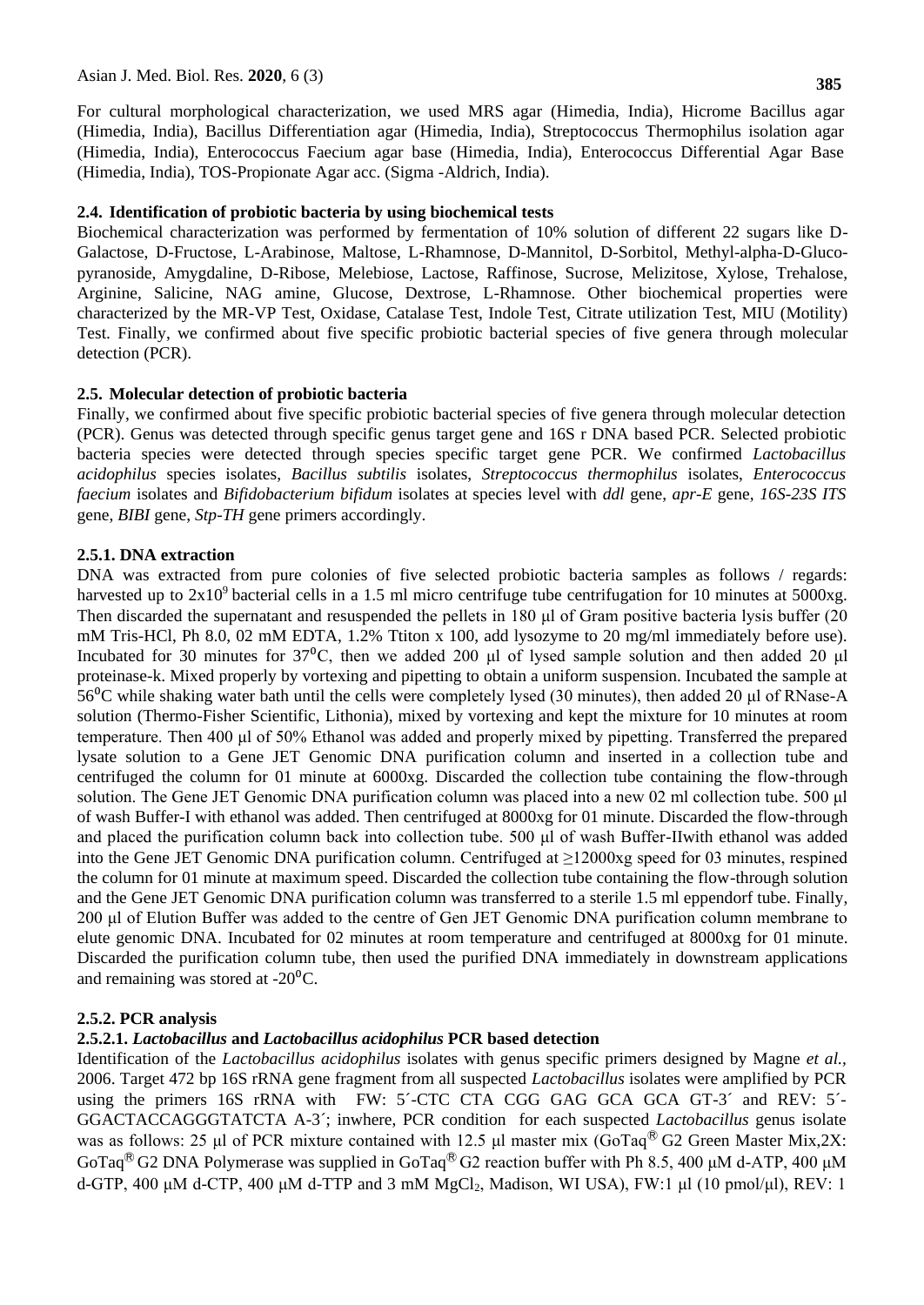For cultural morphological characterization, we used MRS agar (Himedia, India), Hicrome Bacillus agar (Himedia, India), Bacillus Differentiation agar (Himedia, India), Streptococcus Thermophilus isolation agar (Himedia, India), Enterococcus Faecium agar base (Himedia, India), Enterococcus Differential Agar Base (Himedia, India), TOS-Propionate Agar acc. (Sigma -Aldrich, India).

### 2.4. Identification of probiotic bacteria by using biochemical tests

Biochemical characterization was performed by fermentation of 10% solution of different 22 sugars like D-Galactose, D-Fructose, L-Arabinose, Maltose, L-Rhamnose, D-Mannitol, D-Sorbitol, Methyl-alpha-D-Gluco-pyranoside, Amygdaline, D-Ribose, Melebiose, Lactose, Raffinose, Sucrose, Melizitose, Xylose, Trehalose, Arginine, Salicine, NAG amine, Glucose, Dextrose, L-Rhamnose. Other biochemical properties were characterized by the MR-VP Test, Oxidase, Catalase Test, Indole Test, Citrate utilization Test, MIU (Motility) Test. Finally, we confirmed about five specific probiotic bacterial species of five genera through molecular detection (PCR).

### 2.5. Molecular detection of probiotic bacteria

Finally, we confirmed about five specific probiotic bacterial species of five genera through molecular detection (PCR). Genus was detected through specific genus target gene and 16S r DNA based PCR. Selected probiotic bacteria species were detected through species specific target gene PCR. We confirmed *Lactobacillus acidophilus* species isolates, *Bacillus subtilis* isolates, *Streptococcus thermophilus* isolates, *Enterococcus faecium* isolates and *Bifidobacterium bifidum* isolates at species level with *ddl* gene, *apr-E* gene, *16S-23S ITS* gene, *BIBI* gene, *Stp-TH* gene primers accordingly.

#### 2.5.1. DNA extraction

DNA was extracted from pure colonies of five selected probiotic bacteria samples as follows / regards: harvested up to $2x10^9$ bacterial cells in a 1.5 ml micro centrifuge tube centrifugation for 10 minutes at 5000xg. Then discarded the supernatant and resuspended the pellets in 180 µl of Gram positive bacteria lysis buffer (20 mM Tris-HCl, Ph 8.0, 02 mM EDTA, 1.2% Ttiton x 100, add lysozyme to 20 mg/ml immediately before use). Incubated for 30 minutes for $37^0$C, then we added 200 µl of lysed sample solution and then added 20 µl proteinase-k. Mixed properly by vortexing and pipetting to obtain a uniform suspension. Incubated the sample at $56^0$C while shaking water bath until the cells were completely lysed (30 minutes), then added 20 µl of RNase-A solution (Thermo-Fisher Scientific, Lithonia), mixed by vortexing and kept the mixture for 10 minutes at room temperature. Then 400 µl of 50% Ethanol was added and properly mixed by pipetting. Transferred the prepared lysate solution to a Gene JET Genomic DNA purification column and inserted in a collection tube and centrifuged the column for 01 minute at 6000xg. Discarded the collection tube containing the flow-through solution. The Gene JET Genomic DNA purification column was placed into a new 02 ml collection tube. 500 µl of wash Buffer-I with ethanol was added. Then centrifuged at 8000xg for 01 minute. Discarded the flow-through and placed the purification column back into collection tube. 500 µl of wash Buffer-IIwith ethanol was added into the Gene JET Genomic DNA purification column. Centrifuged at ≥12000xg speed for 03 minutes, respined the column for 01 minute at maximum speed. Discarded the collection tube containing the flow-through solution and the Gene JET Genomic DNA purification column was transferred to a sterile 1.5 ml eppendorf tube. Finally, 200 µl of Elution Buffer was added to the centre of Gen JET Genomic DNA purification column membrane to elute genomic DNA. Incubated for 02 minutes at room temperature and centrifuged at 8000xg for 01 minute. Discarded the purification column tube, then used the purified DNA immediately in downstream applications and remaining was stored at $-20^0$C.

#### 2.5.2. PCR analysis

##### 2.5.2.1. *Lactobacillus* and *Lactobacillus acidophilus* PCR based detection

Identification of the *Lactobacillus acidophilus* isolates with genus specific primers designed by Magne *et al.,* 2006. Target 472 bp 16S rRNA gene fragment from all suspected *Lactobacillus* isolates were amplified by PCR using the primers 16S rRNA with FW: 5´-CTC CTA CGG GAG GCA GCA GT-3´ and REV: 5´-GGACTACCAGGGTATCTA A-3´; inwhere, PCR condition for each suspected *Lactobacillus* genus isolate was as follows: 25 µl of PCR mixture contained with 12.5 µl master mix (GoTaq® G2 Green Master Mix,2X: GoTaq® G2 DNA Polymerase was supplied in GoTaq® G2 reaction buffer with Ph 8.5, 400 µM d-ATP, 400 µM d-GTP, 400 µM d-CTP, 400 µM d-TTP and 3 mM $MgCl_2$, Madison, WI USA), FW:1 µl (10 pmol/µl), REV: 1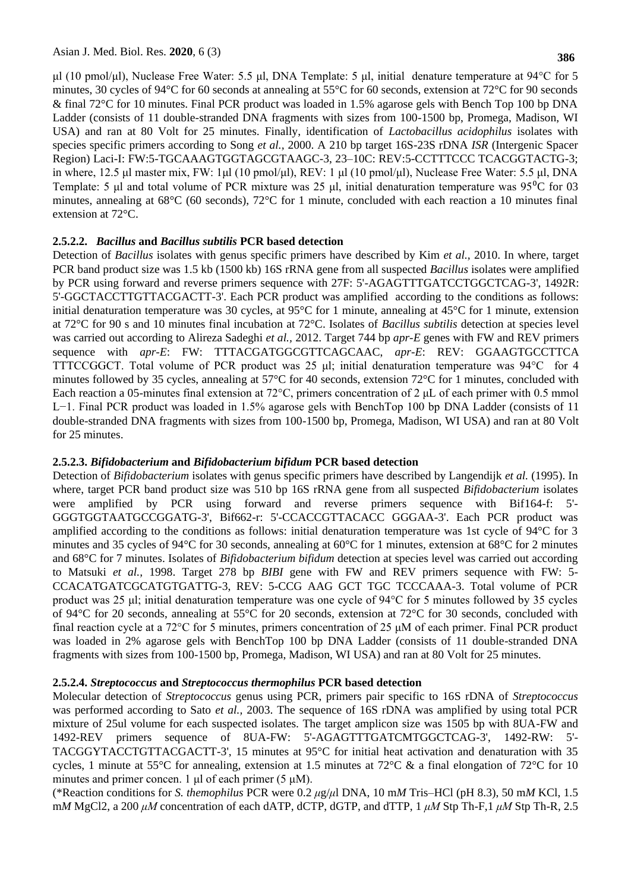µl (10 pmol/µl), Nuclease Free Water: 5.5 µl, DNA Template: 5 µl, initial denature temperature at 94°C for 5 minutes, 30 cycles of 94°C for 60 seconds at annealing at 55°C for 60 seconds, extension at 72°C for 90 seconds & final 72°C for 10 minutes. Final PCR product was loaded in 1.5% agarose gels with Bench Top 100 bp DNA Ladder (consists of 11 double-stranded DNA fragments with sizes from 100-1500 bp, Promega, Madison, WI USA) and ran at 80 Volt for 25 minutes. Finally, identification of *Lactobacillus acidophilus* isolates with species specific primers according to Song *et al.,* 2000. A 210 bp target 16S-23S rDNA *ISR* (Intergenic Spacer Region) Laci-I: FW:5-TGCAAAGTGGTAGCGTAAGC-3, 23–10C: REV:5-CCTTTCCC TCACGGTACTG-3; in where, 12.5 µl master mix, FW: 1µl (10 pmol/µl), REV: 1 µl (10 pmol/µl), Nuclease Free Water: 5.5 µl, DNA Template: 5 µl and total volume of PCR mixture was 25 µl, initial denaturation temperature was 95$^0$C for 03 minutes, annealing at 68°C (60 seconds), 72°C for 1 minute, concluded with each reaction a 10 minutes final extension at 72°C.

#### 2.5.2.2. *Bacillus* and *Bacillus subtilis* PCR based detection

Detection of *Bacillus* isolates with genus specific primers have described by Kim *et al.,* 2010. In where, target PCR band product size was 1.5 kb (1500 kb) 16S rRNA gene from all suspected *Bacillus* isolates were amplified by PCR using forward and reverse primers sequence with 27F: 5'-AGAGTTTGATCCTGGCTCAG-3', 1492R: 5'-GGCTACCTTGTTACGACTT-3'. Each PCR product was amplified according to the conditions as follows: initial denaturation temperature was 30 cycles, at 95°C for 1 minute, annealing at 45°C for 1 minute, extension at 72°C for 90 s and 10 minutes final incubation at 72°C. Isolates of *Bacillus subtilis* detection at species level was carried out according to Alireza Sadeghi *et al.,* 2012. Target 744 bp *apr-E* genes with FW and REV primers sequence with *apr-E*: FW: TTTACGATGGCGTTCAGCAAC, *apr-E*: REV: GGAAGTGCCTTCA TTTCCGGCT. Total volume of PCR product was 25 µl; initial denaturation temperature was 94°C for 4 minutes followed by 35 cycles, annealing at 57°C for 40 seconds, extension 72°C for 1 minutes, concluded with Each reaction a 05-minutes final extension at 72°C, primers concentration of 2 µL of each primer with 0.5 mmol $L^{-1}$. Final PCR product was loaded in 1.5% agarose gels with BenchTop 100 bp DNA Ladder (consists of 11 double-stranded DNA fragments with sizes from 100-1500 bp, Promega, Madison, WI USA) and ran at 80 Volt for 25 minutes.

#### 2.5.2.3. *Bifidobacterium* and *Bifidobacterium bifidum* PCR based detection

Detection of *Bifidobacterium* isolates with genus specific primers have described by Langendijk *et al.* (1995). In where, target PCR band product size was 510 bp 16S rRNA gene from all suspected *Bifidobacterium* isolates were amplified by PCR using forward and reverse primers sequence with Bif164-f: 5'-GGGTGGTAATGCCGGATG-3', Bif662-r: 5'-CCACCGTTACACC GGGAA-3'. Each PCR product was amplified according to the conditions as follows: initial denaturation temperature was 1st cycle of 94°C for 3 minutes and 35 cycles of 94°C for 30 seconds, annealing at 60°C for 1 minutes, extension at 68°C for 2 minutes and 68°C for 7 minutes. Isolates of *Bifidobacterium bifidum* detection at species level was carried out according to Matsuki *et al.,* 1998. Target 278 bp *BIBI* gene with FW and REV primers sequence with FW: 5-CCACATGATCGCATGTGATTG-3, REV: 5-CCG AAG GCT TGC TCCCAAA-3. Total volume of PCR product was 25 µl; initial denaturation temperature was one cycle of 94°C for 5 minutes followed by 35 cycles of 94°C for 20 seconds, annealing at 55°C for 20 seconds, extension at 72°C for 30 seconds, concluded with final reaction cycle at a 72°C for 5 minutes, primers concentration of 25 µM of each primer. Final PCR product was loaded in 2% agarose gels with BenchTop 100 bp DNA Ladder (consists of 11 double-stranded DNA fragments with sizes from 100-1500 bp, Promega, Madison, WI USA) and ran at 80 Volt for 25 minutes.

#### 2.5.2.4. *Streptococcus* and *Streptococcus thermophilus* PCR based detection

Molecular detection of *Streptococcus* genus using PCR, primers pair specific to 16S rDNA of *Streptococcus* was performed according to Sato *et al.,* 2003. The sequence of 16S rDNA was amplified by using total PCR mixture of 25ul volume for each suspected isolates. The target amplicon size was 1505 bp with 8UA-FW and 1492-REV primers sequence of 8UA-FW: 5'-AGAGTTTGATCMTGGCTCAG-3', 1492-RW: 5'-TACGGYTACCTGTTACGACTT-3', 15 minutes at 95°C for initial heat activation and denaturation with 35 cycles, 1 minute at 55°C for annealing, extension at 1.5 minutes at 72°C & a final elongation of 72°C for 10 minutes and primer concen. 1 µl of each primer (5 µM).

(*Reaction conditions for *S. themophilus* PCR were 0.2 *µ*g/*µ*l DNA, 10 m*M* Tris–HCl (pH 8.3), 50 m*M* KCl, 1.5 m*M* $MgCl_2$, a 200 *µM* concentration of each dATP, dCTP, dGTP, and dTTP, 1 *µM* Stp Th-F,1 *µM* Stp Th-R, 2.5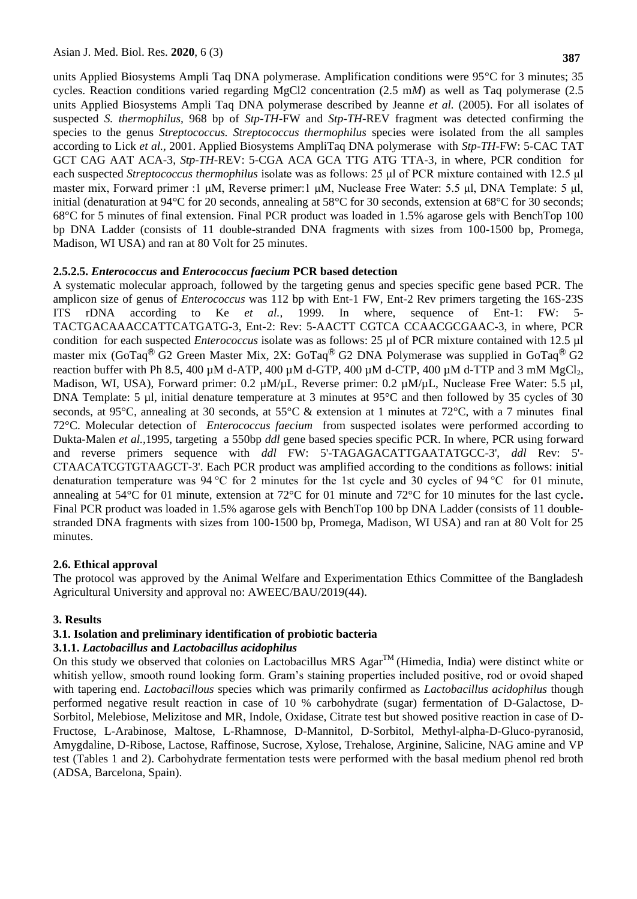units Applied Biosystems Ampli Taq DNA polymerase. Amplification conditions were 95°C for 3 minutes; 35 cycles. Reaction conditions varied regarding MgCl2 concentration (2.5 m*M*) as well as Taq polymerase (2.5 units Applied Biosystems Ampli Taq DNA polymerase described by Jeanne *et al.* (2005). For all isolates of suspected *S. thermophilus*, 968 bp of *Stp-TH*-FW and *Stp-TH*-REV fragment was detected confirming the species to the genus *Streptococcus. Streptococcus thermophilus* species were isolated from the all samples according to Lick *et al.*, 2001. Applied Biosystems AmpliTaq DNA polymerase with *Stp-TH*-FW: 5-CAC TAT GCT CAG AAT ACA-3, *Stp-TH*-REV: 5-CGA ACA GCA TTG ATG TTA-3, in where, PCR condition for each suspected *Streptococcus thermophilus* isolate was as follows: 25 µl of PCR mixture contained with 12.5 µl master mix, Forward primer :1 µM, Reverse primer:1 µM, Nuclease Free Water: 5.5 µl, DNA Template: 5 µl, initial (denaturation at 94°C for 20 seconds, annealing at 58°C for 30 seconds, extension at 68°C for 30 seconds; 68°C for 5 minutes of final extension. Final PCR product was loaded in 1.5% agarose gels with BenchTop 100 bp DNA Ladder (consists of 11 double-stranded DNA fragments with sizes from 100-1500 bp, Promega, Madison, WI USA) and ran at 80 Volt for 25 minutes.

#### 2.5.2.5. *Enterococcus* and *Enterococcus faecium* PCR based detection

A systematic molecular approach, followed by the targeting genus and species specific gene based PCR. The amplicon size of genus of *Enterococcus* was 112 bp with Ent-1 FW, Ent-2 Rev primers targeting the 16S-23S ITS rDNA according to Ke *et al.,* 1999. In where, sequence of Ent-1: FW: 5-TACTGACAAACCATTCATGATG-3, Ent-2: Rev: 5-AACTT CGTCA CCAACGCGAAC-3, in where, PCR condition for each suspected *Enterococcus* isolate was as follows: 25 µl of PCR mixture contained with 12.5 µl master mix (GoTaq® G2 Green Master Mix, 2X: GoTaq® G2 DNA Polymerase was supplied in GoTaq® G2 reaction buffer with Ph 8.5, 400 µM d-ATP, 400 µM d-GTP, 400 µM d-CTP, 400 µM d-TTP and 3 mM $MgCl_2$, Madison, WI, USA), Forward primer: 0.2 µM/µL, Reverse primer: 0.2 µM/µL, Nuclease Free Water: 5.5 µl, DNA Template: 5 µl, initial denature temperature at 3 minutes at 95°C and then followed by 35 cycles of 30 seconds, at 95°C, annealing at 30 seconds, at 55°C & extension at 1 minutes at 72°C, with a 7 minutes final 72°C. Molecular detection of *Enterococcus faecium* from suspected isolates were performed according to Dukta-Malen *et al.*,1995, targeting a 550bp *ddl* gene based species specific PCR. In where, PCR using forward and reverse primers sequence with *ddl* FW: 5'-TAGAGACATTGAATATGCC-3', *ddl* Rev: 5'-CTAACATCGTGTAAGCT-3'. Each PCR product was amplified according to the conditions as follows: initial denaturation temperature was 94 °C for 2 minutes for the 1st cycle and 30 cycles of 94 °C for 01 minute, annealing at 54°C for 01 minute, extension at 72°C for 01 minute and 72°C for 10 minutes for the last cycle**.** Final PCR product was loaded in 1.5% agarose gels with BenchTop 100 bp DNA Ladder (consists of 11 double-stranded DNA fragments with sizes from 100-1500 bp, Promega, Madison, WI USA) and ran at 80 Volt for 25 minutes.

### 2.6. Ethical approval

The protocol was approved by the Animal Welfare and Experimentation Ethics Committee of the Bangladesh Agricultural University and approval no: AWEEC/BAU/2019(44).

## 3. Results

### 3.1. Isolation and preliminary identification of probiotic bacteria

#### 3.1.1. *Lactobacillus* and *Lactobacillus acidophilus*

On this study we observed that colonies on Lactobacillus MRS Agar™ (Himedia, India) were distinct white or whitish yellow, smooth round looking form. Gram's staining properties included positive, rod or ovoid shaped with tapering end. *Lactobacillous* species which was primarily confirmed as *Lactobacillus acidophilus* though performed negative result reaction in case of 10 % carbohydrate (sugar) fermentation of D-Galactose, D-Sorbitol, Melebiose, Melizitose and MR, Indole, Oxidase, Citrate test but showed positive reaction in case of D-Fructose, L-Arabinose, Maltose, L-Rhamnose, D-Mannitol, D-Sorbitol, Methyl-alpha-D-Gluco-pyranosid, Amygdaline, D-Ribose, Lactose, Raffinose, Sucrose, Xylose, Trehalose, Arginine, Salicine, NAG amine and VP test (Tables 1 and 2). Carbohydrate fermentation tests were performed with the basal medium phenol red broth (ADSA, Barcelona, Spain).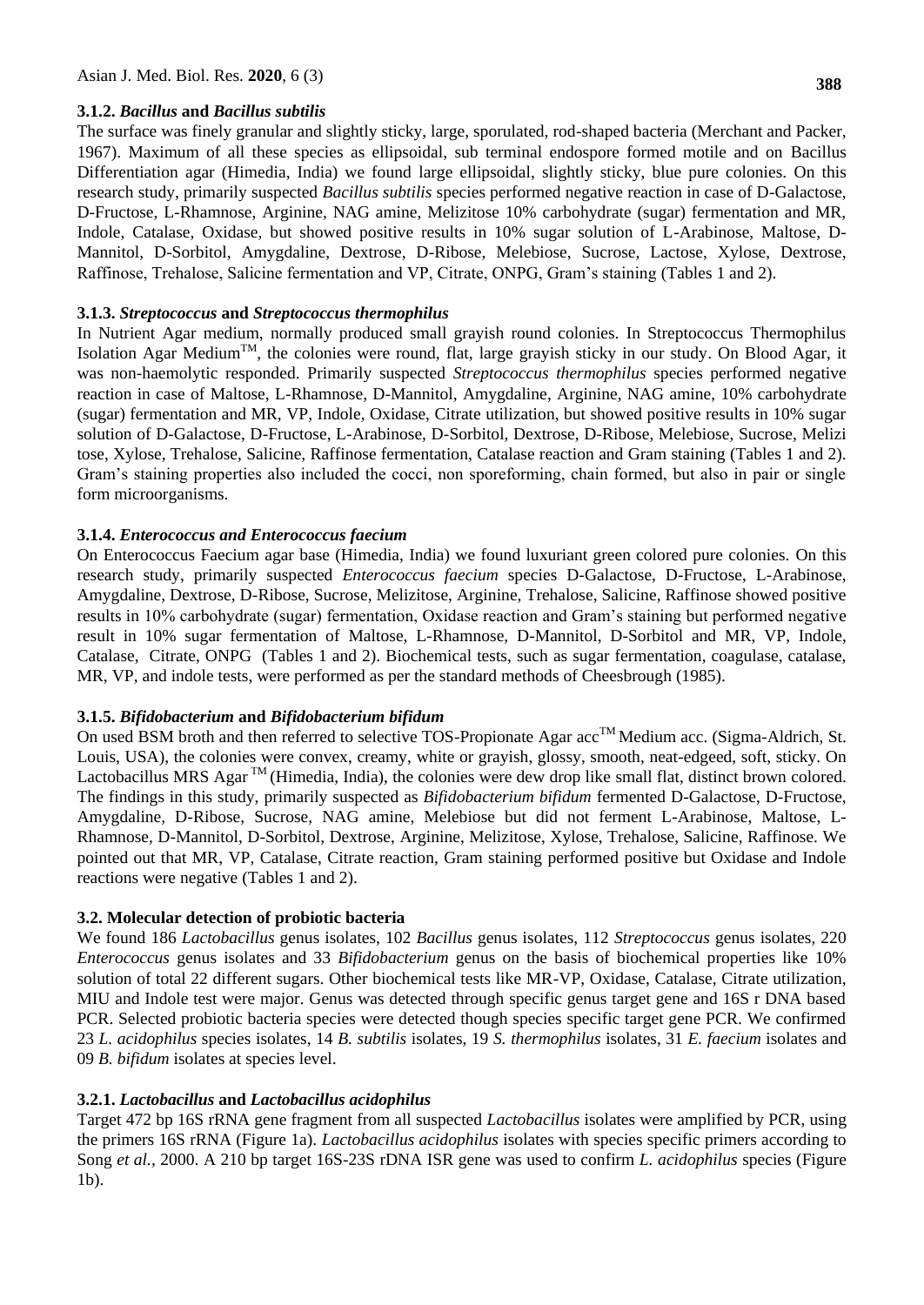#### 3.1.2. *Bacillus* and *Bacillus subtilis*

The surface was finely granular and slightly sticky, large, sporulated, rod-shaped bacteria (Merchant and Packer, 1967). Maximum of all these species as ellipsoidal, sub terminal endospore formed motile and on Bacillus Differentiation agar (Himedia, India) we found large ellipsoidal, slightly sticky, blue pure colonies. On this research study, primarily suspected *Bacillus subtilis* species performed negative reaction in case of D-Galactose, D-Fructose, L-Rhamnose, Arginine, NAG amine, Melizitose 10% carbohydrate (sugar) fermentation and MR, Indole, Catalase, Oxidase, but showed positive results in 10% sugar solution of L-Arabinose, Maltose, D-Mannitol, D-Sorbitol, Amygdaline, Dextrose, D-Ribose, Melebiose, Sucrose, Lactose, Xylose, Dextrose, Raffinose, Trehalose, Salicine fermentation and VP, Citrate, ONPG, Gram's staining (Tables 1 and 2).

#### 3.1.3. *Streptococcus* and *Streptococcus thermophilus*

In Nutrient Agar medium, normally produced small grayish round colonies. In Streptococcus Thermophilus Isolation Agar Medium$^{TM}$, the colonies were round, flat, large grayish sticky in our study. On Blood Agar, it was non-haemolytic responded. Primarily suspected *Streptococcus thermophilus* species performed negative reaction in case of Maltose, L-Rhamnose, D-Mannitol, Amygdaline, Arginine, NAG amine, 10% carbohydrate (sugar) fermentation and MR, VP, Indole, Oxidase, Citrate utilization, but showed positive results in 10% sugar solution of D-Galactose, D-Fructose, L-Arabinose, D-Sorbitol, Dextrose, D-Ribose, Melebiose, Sucrose, Melizi tose, Xylose, Trehalose, Salicine, Raffinose fermentation, Catalase reaction and Gram staining (Tables 1 and 2). Gram's staining properties also included the cocci, non sporeforming, chain formed, but also in pair or single form microorganisms.

#### 3.1.4. *Enterococcus and Enterococcus faecium*

On Enterococcus Faecium agar base (Himedia, India) we found luxuriant green colored pure colonies. On this research study, primarily suspected *Enterococcus faecium* species D-Galactose, D-Fructose, L-Arabinose, Amygdaline, Dextrose, D-Ribose, Sucrose, Melizitose, Arginine, Trehalose, Salicine, Raffinose showed positive results in 10% carbohydrate (sugar) fermentation, Oxidase reaction and Gram's staining but performed negative result in 10% sugar fermentation of Maltose, L-Rhamnose, D-Mannitol, D-Sorbitol and MR, VP, Indole, Catalase, Citrate, ONPG (Tables 1 and 2). Biochemical tests, such as sugar fermentation, coagulase, catalase, MR, VP, and indole tests, were performed as per the standard methods of Cheesbrough (1985).

#### 3.1.5. *Bifidobacterium* and *Bifidobacterium bifidum*

On used BSM broth and then referred to selective TOS-Propionate Agar acc$^{TM}$ Medium acc. (Sigma-Aldrich, St. Louis, USA), the colonies were convex, creamy, white or grayish, glossy, smooth, neat-edgeed, soft, sticky. On Lactobacillus MRS Agar $^{TM}$ (Himedia, India), the colonies were dew drop like small flat, distinct brown colored. The findings in this study, primarily suspected as *Bifidobacterium bifidum* fermented D-Galactose, D-Fructose, Amygdaline, D-Ribose, Sucrose, NAG amine, Melebiose but did not ferment L-Arabinose, Maltose, L-Rhamnose, D-Mannitol, D-Sorbitol, Dextrose, Arginine, Melizitose, Xylose, Trehalose, Salicine, Raffinose. We pointed out that MR, VP, Catalase, Citrate reaction, Gram staining performed positive but Oxidase and Indole reactions were negative (Tables 1 and 2).

### 3.2. Molecular detection of probiotic bacteria

We found 186 *Lactobacillus* genus isolates, 102 *Bacillus* genus isolates, 112 *Streptococcus* genus isolates, 220 *Enterococcus* genus isolates and 33 *Bifidobacterium* genus on the basis of biochemical properties like 10% solution of total 22 different sugars. Other biochemical tests like MR-VP, Oxidase, Catalase, Citrate utilization, MIU and Indole test were major. Genus was detected through specific genus target gene and 16S r DNA based PCR. Selected probiotic bacteria species were detected though species specific target gene PCR. We confirmed 23 *L. acidophilus* species isolates, 14 *B. subtilis* isolates, 19 *S. thermophilus* isolates, 31 *E. faecium* isolates and 09 *B. bifidum* isolates at species level.

#### 3.2.1. *Lactobacillus* and *Lactobacillus acidophilus*

Target 472 bp 16S rRNA gene fragment from all suspected *Lactobacillus* isolates were amplified by PCR, using the primers 16S rRNA (Figure 1a). *Lactobacillus acidophilus* isolates with species specific primers according to Song *et al.,* 2000. A 210 bp target 16S-23S rDNA ISR gene was used to confirm *L. acidophilus* species (Figure 1b).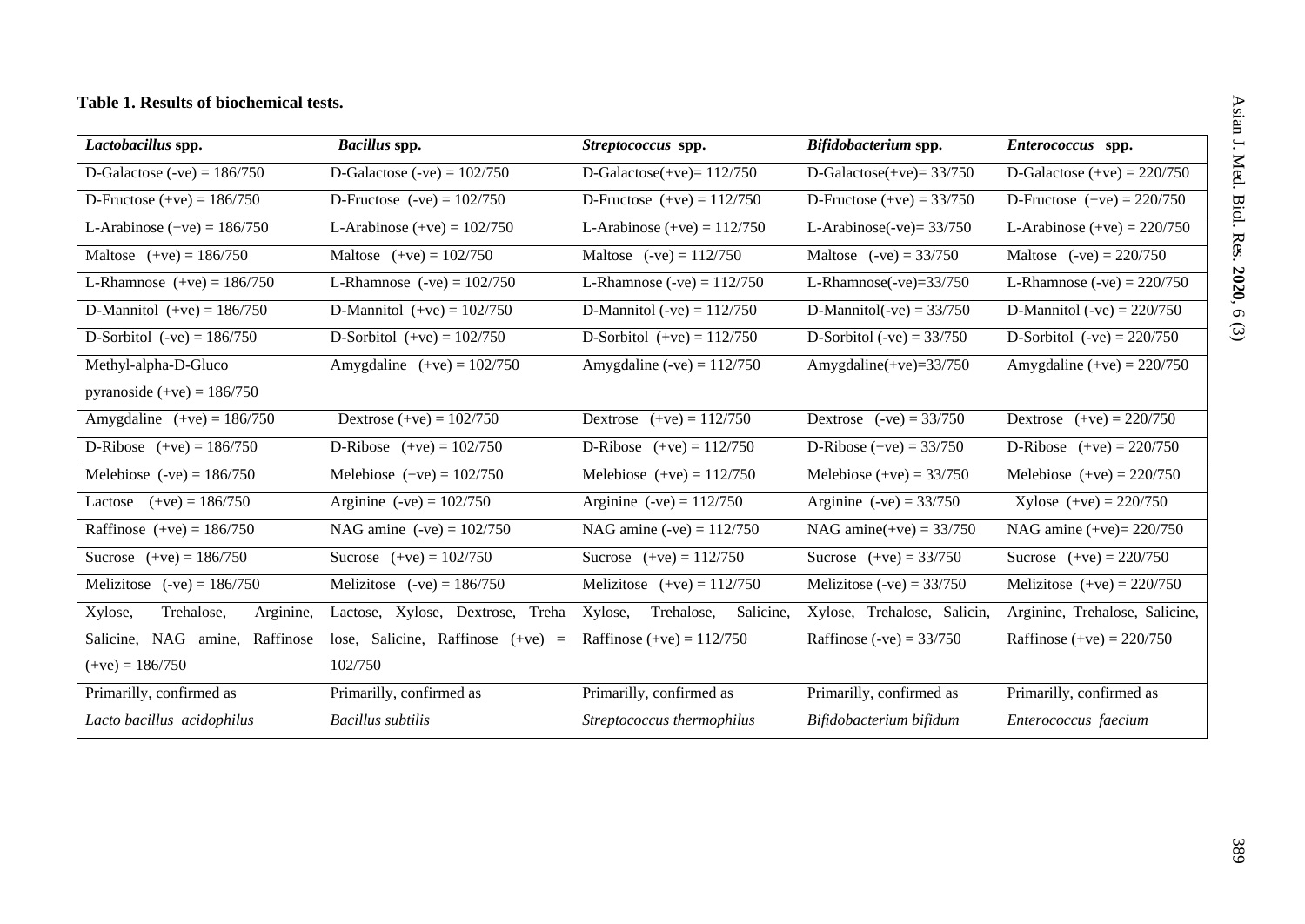**Table 1. Results of biochemical tests.**

| *Lactobacillus* spp. | *Bacillus* spp. | *Streptococcus* spp. | *Bifidobacterium* spp. | *Enterococcus* spp. |
|---|---|---|---|---|
| D-Galactose (-ve) = 186/750 | D-Galactose (-ve) = 102/750 | D-Galactose(+ve)= 112/750 | D-Galactose(+ve)= 33/750 | D-Galactose (+ve) = 220/750 |
| D-Fructose (+ve) = 186/750 | D-Fructose (-ve) = 102/750 | D-Fructose (+ve) = 112/750 | D-Fructose (+ve) = 33/750 | D-Fructose (+ve) = 220/750 |
| L-Arabinose (+ve) = 186/750 | L-Arabinose (+ve) = 102/750 | L-Arabinose (+ve) = 112/750 | L-Arabinose(-ve)= 33/750 | L-Arabinose (+ve) = 220/750 |
| Maltose (+ve) = 186/750 | Maltose (+ve) = 102/750 | Maltose (-ve) = 112/750 | Maltose (-ve) = 33/750 | Maltose (-ve) = 220/750 |
| L-Rhamnose (+ve) = 186/750 | L-Rhamnose (-ve) = 102/750 | L-Rhamnose (-ve) = 112/750 | L-Rhamnose(-ve)=33/750 | L-Rhamnose (-ve) = 220/750 |
| D-Mannitol (+ve) = 186/750 | D-Mannitol (+ve) = 102/750 | D-Mannitol (-ve) = 112/750 | D-Mannitol(-ve) = 33/750 | D-Mannitol (-ve) = 220/750 |
| D-Sorbitol (-ve) = 186/750 | D-Sorbitol (+ve) = 102/750 | D-Sorbitol (+ve) = 112/750 | D-Sorbitol (-ve) = 33/750 | D-Sorbitol (-ve) = 220/750 |
| Methyl-alpha-D-Gluco pyranoside (+ve) = 186/750 | Amygdaline (+ve) = 102/750 | Amygdaline (-ve) = 112/750 | Amygdaline(+ve)=33/750 | Amygdaline (+ve) = 220/750 |
| Amygdaline (+ve) = 186/750 | Dextrose (+ve) = 102/750 | Dextrose (+ve) = 112/750 | Dextrose (-ve) = 33/750 | Dextrose (+ve) = 220/750 |
| D-Ribose (+ve) = 186/750 | D-Ribose (+ve) = 102/750 | D-Ribose (+ve) = 112/750 | D-Ribose (+ve) = 33/750 | D-Ribose (+ve) = 220/750 |
| Melebiose (-ve) = 186/750 | Melebiose (+ve) = 102/750 | Melebiose (+ve) = 112/750 | Melebiose (+ve) = 33/750 | Melebiose (+ve) = 220/750 |
| Lactose (+ve) = 186/750 | Arginine (-ve) = 102/750 | Arginine (-ve) = 112/750 | Arginine (-ve) = 33/750 | Xylose (+ve) = 220/750 |
| Raffinose (+ve) = 186/750 | NAG amine (-ve) = 102/750 | NAG amine (-ve) = 112/750 | NAG amine(+ve) = 33/750 | NAG amine (+ve)= 220/750 |
| Sucrose (+ve) = 186/750 | Sucrose (+ve) = 102/750 | Sucrose (+ve) = 112/750 | Sucrose (+ve) = 33/750 | Sucrose (+ve) = 220/750 |
| Melizitose (-ve) = 186/750 | Melizitose (-ve) = 186/750 | Melizitose (+ve) = 112/750 | Melizitose (-ve) = 33/750 | Melizitose (+ve) = 220/750 |
| Xylose, Trehalose, Arginine, Salicine, NAG amine, Raffinose (+ve) = 186/750 | Lactose, Xylose, Dextrose, Trehalose, Salicine, Raffinose (+ve) = 102/750 | Xylose, Trehalose, Salicine, Raffinose (+ve) = 112/750 | Xylose, Trehalose, Salicin, Raffinose (-ve) = 33/750 | Arginine, Trehalose, Salicine, Raffinose (+ve) = 220/750 |
| Primarilly, confirmed as *Lacto bacillus acidophilus* | Primarilly, confirmed as *Bacillus subtilis* | Primarilly, confirmed as *Streptococcus thermophilus* | Primarilly, confirmed as *Bifidobacterium bifidum* | Primarilly, confirmed as *Enterococcus faecium* |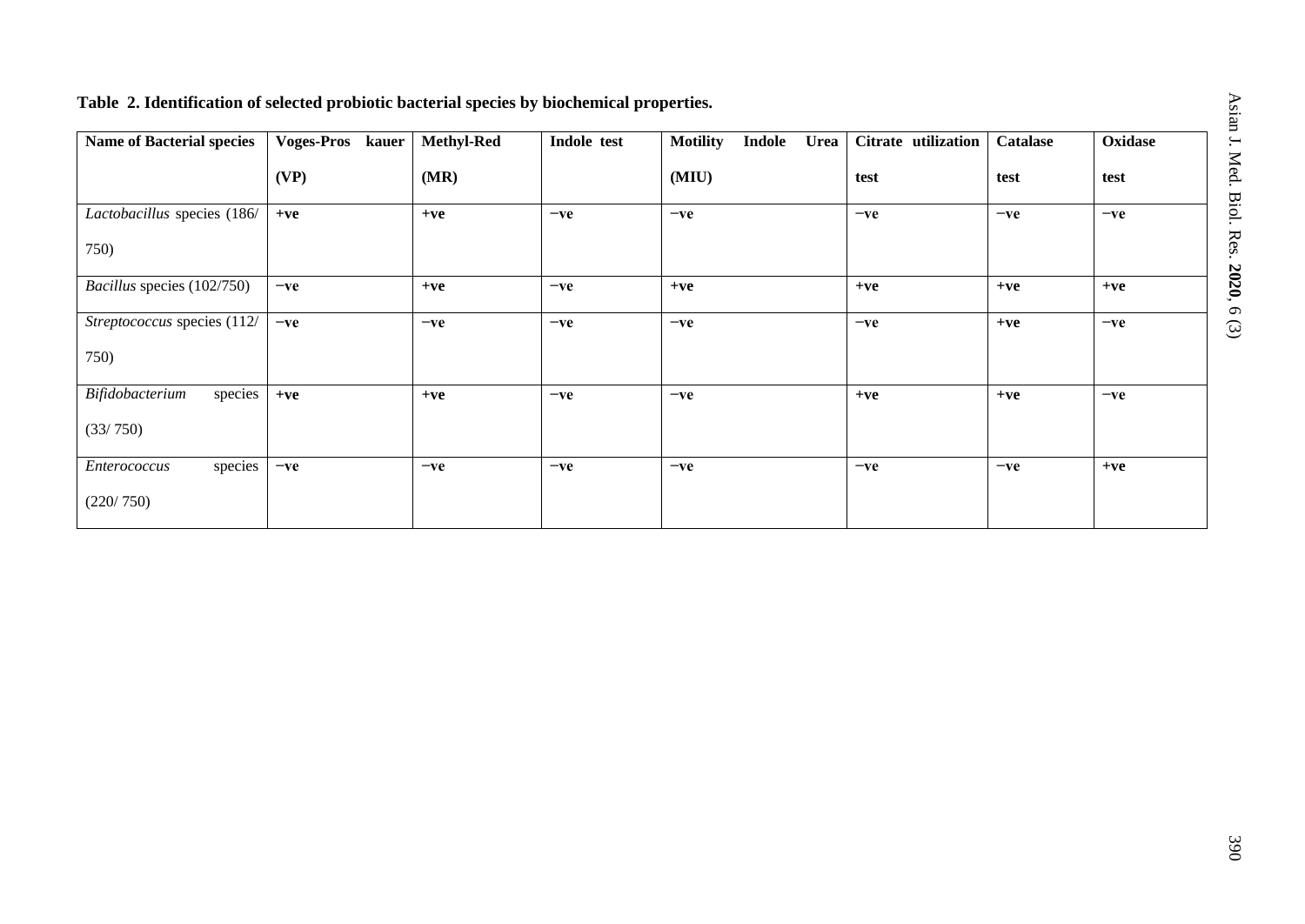**Table 2. Identification of selected probiotic bacterial species by biochemical properties.**

| Name of Bacterial species | Voges-Pros kauer (VP) | Methyl-Red (MR) | Indole test | Motility Indole Urea (MIU) | Citrate utilization test | Catalase test | Oxidase test |
|---|---|---|---|---|---|---|---|
| *Lactobacillus* species (186/ 750) | **+ve** | **+ve** | **−ve** | **−ve** | **−ve** | **−ve** | **−ve** |
| *Bacillus* species (102/750) | **−ve** | **+ve** | **−ve** | **+ve** | **+ve** | **+ve** | **+ve** |
| *Streptococcus* species (112/ 750) | **−ve** | **−ve** | **−ve** | **−ve** | **−ve** | **+ve** | **−ve** |
| *Bifidobacterium* species (33/ 750) | **+ve** | **+ve** | **−ve** | **−ve** | **+ve** | **+ve** | **−ve** |
| *Enterococcus* species (220/ 750) | **−ve** | **−ve** | **−ve** | **−ve** | **−ve** | **−ve** | **+ve** |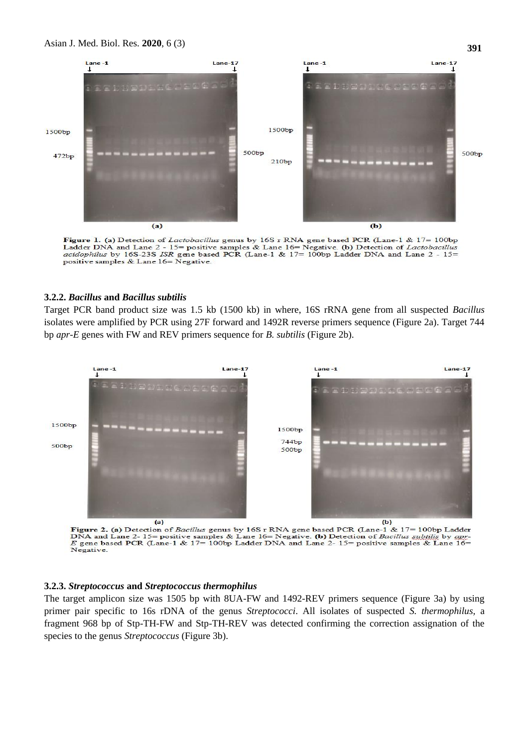Figure 1. (a) Detection of *Lactobacillus* genus by 16S r RNA gene based PCR (Lane-1 & 17= 100bp Ladder DNA and Lane 2 - 15= positive samples & Lane 16= Negative. (b) Detection of *Lactobacillus acidophilus* by 16S-23S *ISR* gene based PCR (Lane-1 & 17= 100bp Ladder DNA and Lane 2 - 15= positive samples & Lane 16= Negative.

### 3.2.2. *Bacillus* and *Bacillus subtilis*

Target PCR band product size was 1.5 kb (1500 kb) in where, 16S rRNA gene from all suspected *Bacillus* isolates were amplified by PCR using 27F forward and 1492R reverse primers sequence (Figure 2a). Target 744 bp *apr-E* genes with FW and REV primers sequence for *B. subtilis* (Figure 2b).

Figure 2. (a) Detection of *Bacillus* genus by 16S r RNA gene based PCR (Lane-1 & 17= 100bp Ladder DNA and Lane 2- 15= positive samples & Lane 16= Negative. (b) Detection of *Bacillus subtilis* by *apr-E* gene based PCR (Lane-1 & 17= 100bp Ladder DNA and Lane 2- 15= positive samples & Lane 16= Negative.

### 3.2.3. *Streptococcus* and *Streptococcus thermophilus*

The target amplicon size was 1505 bp with 8UA-FW and 1492-REV primers sequence (Figure 3a) by using primer pair specific to 16s rDNA of the genus *Streptococci*. All isolates of suspected *S. thermophilus*, a fragment 968 bp of Stp-TH-FW and Stp-TH-REV was detected confirming the correction assignation of the species to the genus *Streptococcus* (Figure 3b).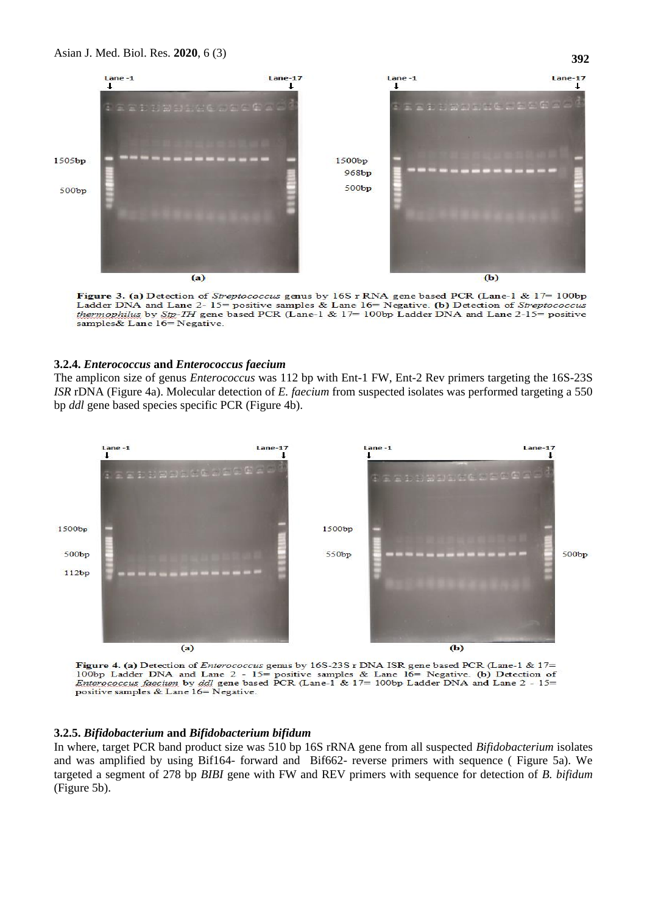Figure 3. (a) Detection of *Streptococcus* genus by 16S r RNA gene based PCR (Lane-1 & 17= 100bp Ladder DNA and Lane 2- 15= positive samples & Lane 16= Negative. (b) Detection of *Streptococcus thermophilus* by *Stp-IH* gene based PCR (Lane-1 & 17= 100bp Ladder DNA and Lane 2-15= positive samples& Lane 16= Negative.

### 3.2.4. *Enterococcus* and *Enterococcus faecium*

The amplicon size of genus *Enterococcus* was 112 bp with Ent-1 FW, Ent-2 Rev primers targeting the 16S-23S *ISR* rDNA (Figure 4a). Molecular detection of *E. faecium* from suspected isolates was performed targeting a 550 bp *ddl* gene based species specific PCR (Figure 4b).

Figure 4. (a) Detection of *Enterococcus* genus by 16S-23S r DNA ISR gene based PCR (Lane-1 & 17= 100bp Ladder DNA and Lane 2 - 15= positive samples & Lane 16= Negative. (b) Detection of *Enterococcus faecium* by *ddl* gene based PCR (Lane-1 & 17= 100bp Ladder DNA and Lane 2 - 15= positive samples & Lane 16= Negative.

### 3.2.5. *Bifidobacterium* and *Bifidobacterium bifidum*

In where, target PCR band product size was 510 bp 16S rRNA gene from all suspected *Bifidobacterium* isolates and was amplified by using Bif164- forward and Bif662- reverse primers with sequence ( Figure 5a). We targeted a segment of 278 bp *BIBI* gene with FW and REV primers with sequence for detection of *B. bifidum* (Figure 5b).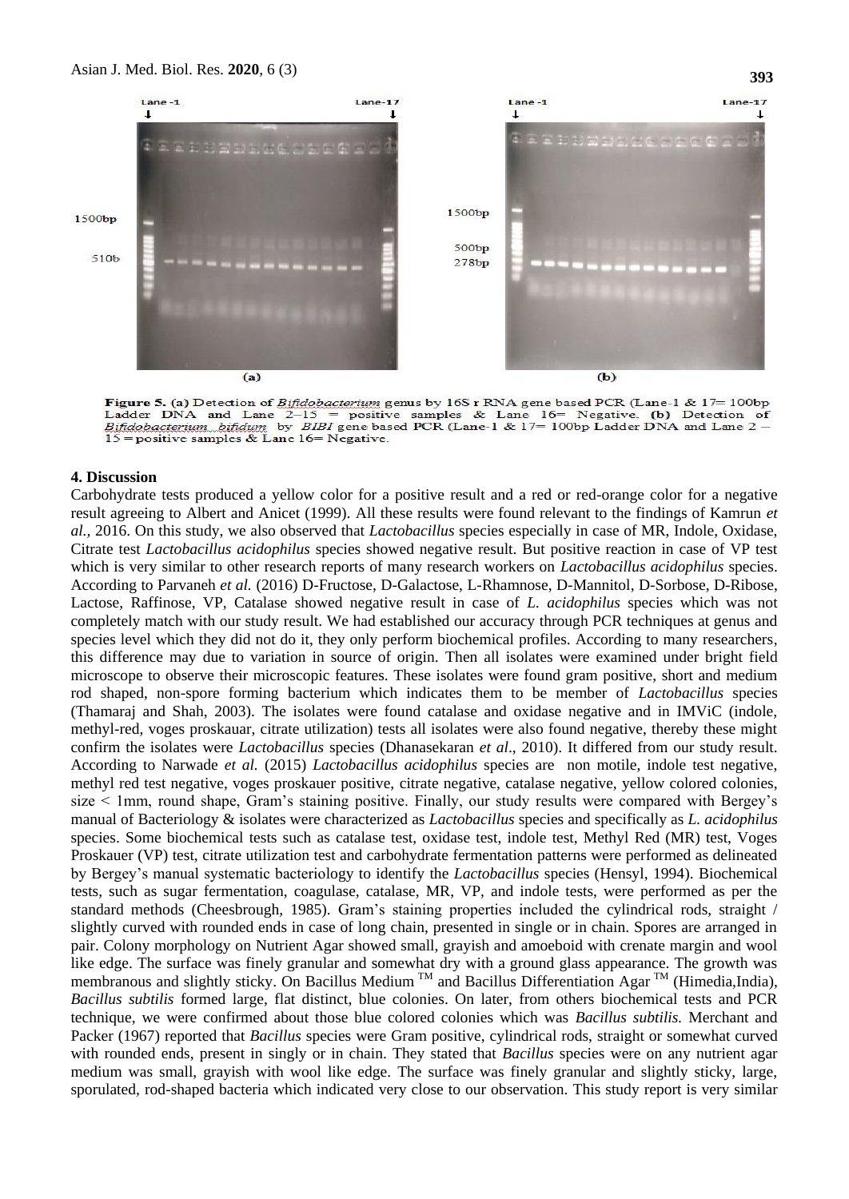**Figure 5.** (a) Detection of *Bifidobacterium* genus by 16S r RNA gene based PCR (Lane-1 & 17= 100bp Ladder DNA and Lane 2–15 = positive samples & Lane 16= Negative. (b) Detection of *Bifidobacterium bifidum* by *BIBI* gene based PCR (Lane-1 & 17= 100bp Ladder DNA and Lane 2 – 15 = positive samples & Lane 16= Negative.

## 4. Discussion

Carbohydrate tests produced a yellow color for a positive result and a red or red-orange color for a negative result agreeing to Albert and Anicet (1999). All these results were found relevant to the findings of Kamrun *et al.*, 2016. On this study, we also observed that *Lactobacillus* species especially in case of MR, Indole, Oxidase, Citrate test *Lactobacillus acidophilus* species showed negative result. But positive reaction in case of VP test which is very similar to other research reports of many research workers on *Lactobacillus acidophilus* species. According to Parvaneh *et al.* (2016) D-Fructose, D-Galactose, L-Rhamnose, D-Mannitol, D-Sorbose, D-Ribose, Lactose, Raffinose, VP, Catalase showed negative result in case of *L. acidophilus* species which was not completely match with our study result. We had established our accuracy through PCR techniques at genus and species level which they did not do it, they only perform biochemical profiles. According to many researchers, this difference may due to variation in source of origin. Then all isolates were examined under bright field microscope to observe their microscopic features. These isolates were found gram positive, short and medium rod shaped, non-spore forming bacterium which indicates them to be member of *Lactobacillus* species (Thamaraj and Shah, 2003). The isolates were found catalase and oxidase negative and in IMViC (indole, methyl-red, voges proskauar, citrate utilization) tests all isolates were also found negative, thereby these might confirm the isolates were *Lactobacillus* species (Dhanasekaran *et al*., 2010). It differed from our study result. According to Narwade *et al.* (2015) *Lactobacillus acidophilus* species are non motile, indole test negative, methyl red test negative, voges proskauer positive, citrate negative, catalase negative, yellow colored colonies, size < 1mm, round shape, Gram's staining positive. Finally, our study results were compared with Bergey's manual of Bacteriology & isolates were characterized as *Lactobacillus* species and specifically as *L. acidophilus* species. Some biochemical tests such as catalase test, oxidase test, indole test, Methyl Red (MR) test, Voges Proskauer (VP) test, citrate utilization test and carbohydrate fermentation patterns were performed as delineated by Bergey's manual systematic bacteriology to identify the *Lactobacillus* species (Hensyl, 1994). Biochemical tests, such as sugar fermentation, coagulase, catalase, MR, VP, and indole tests, were performed as per the standard methods (Cheesbrough, 1985). Gram's staining properties included the cylindrical rods, straight / slightly curved with rounded ends in case of long chain, presented in single or in chain. Spores are arranged in pair. Colony morphology on Nutrient Agar showed small, grayish and amoeboid with crenate margin and wool like edge. The surface was finely granular and somewhat dry with a ground glass appearance. The growth was membranous and slightly sticky. On Bacillus Medium TM and Bacillus Differentiation Agar TM (Himedia,India), *Bacillus subtilis* formed large, flat distinct, blue colonies. On later, from others biochemical tests and PCR technique, we were confirmed about those blue colored colonies which was *Bacillus subtilis.* Merchant and Packer (1967) reported that *Bacillus* species were Gram positive, cylindrical rods, straight or somewhat curved with rounded ends, present in singly or in chain. They stated that *Bacillus* species were on any nutrient agar medium was small, grayish with wool like edge. The surface was finely granular and slightly sticky, large, sporulated, rod-shaped bacteria which indicated very close to our observation. This study report is very similar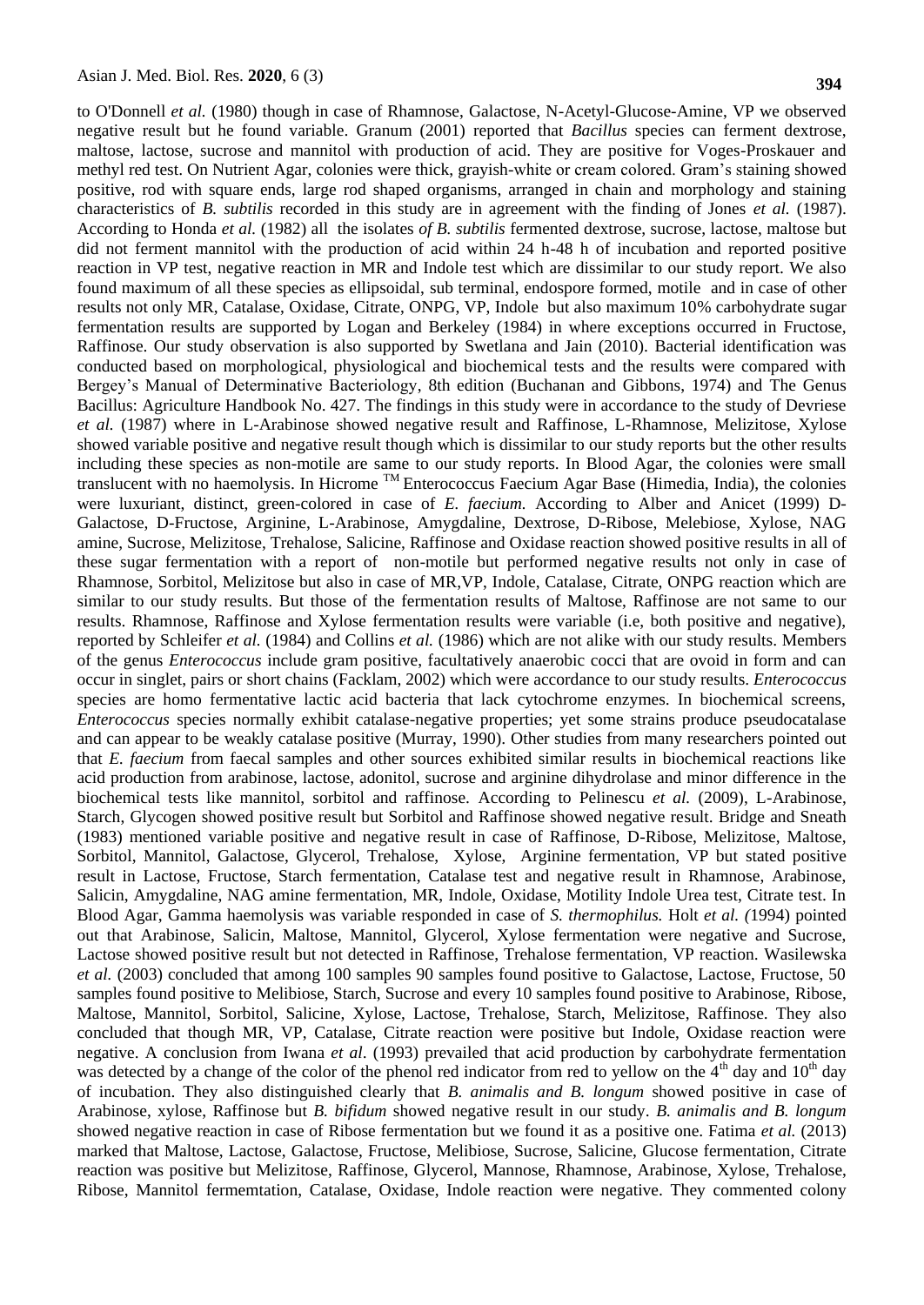to O'Donnell *et al.* (1980) though in case of Rhamnose, Galactose, N-Acetyl-Glucose-Amine, VP we observed negative result but he found variable. Granum (2001) reported that *Bacillus* species can ferment dextrose, maltose, lactose, sucrose and mannitol with production of acid. They are positive for Voges-Proskauer and methyl red test. On Nutrient Agar, colonies were thick, grayish-white or cream colored. Gram's staining showed positive, rod with square ends, large rod shaped organisms, arranged in chain and morphology and staining characteristics of *B. subtilis* recorded in this study are in agreement with the finding of Jones *et al.* (1987). According to Honda *et al.* (1982) all the isolates *of B. subtilis* fermented dextrose, sucrose, lactose, maltose but did not ferment mannitol with the production of acid within 24 h-48 h of incubation and reported positive reaction in VP test, negative reaction in MR and Indole test which are dissimilar to our study report. We also found maximum of all these species as ellipsoidal, sub terminal, endospore formed, motile and in case of other results not only MR, Catalase, Oxidase, Citrate, ONPG, VP, Indole but also maximum 10% carbohydrate sugar fermentation results are supported by Logan and Berkeley (1984) in where exceptions occurred in Fructose, Raffinose. Our study observation is also supported by Swetlana and Jain (2010). Bacterial identification was conducted based on morphological, physiological and biochemical tests and the results were compared with Bergey's Manual of Determinative Bacteriology, 8th edition (Buchanan and Gibbons, 1974) and The Genus Bacillus: Agriculture Handbook No. 427. The findings in this study were in accordance to the study of Devriese *et al.* (1987) where in L-Arabinose showed negative result and Raffinose, L-Rhamnose, Melizitose, Xylose showed variable positive and negative result though which is dissimilar to our study reports but the other results including these species as non-motile are same to our study reports. In Blood Agar, the colonies were small translucent with no haemolysis. In Hicrome ™ Enterococcus Faecium Agar Base (Himedia, India), the colonies were luxuriant, distinct, green-colored in case of *E. faecium.* According to Alber and Anicet (1999) D-Galactose, D-Fructose, Arginine, L-Arabinose, Amygdaline, Dextrose, D-Ribose, Melebiose, Xylose, NAG amine, Sucrose, Melizitose, Trehalose, Salicine, Raffinose and Oxidase reaction showed positive results in all of these sugar fermentation with a report of non-motile but performed negative results not only in case of Rhamnose, Sorbitol, Melizitose but also in case of MR,VP, Indole, Catalase, Citrate, ONPG reaction which are similar to our study results. But those of the fermentation results of Maltose, Raffinose are not same to our results. Rhamnose, Raffinose and Xylose fermentation results were variable (i.e, both positive and negative), reported by Schleifer *et al.* (1984) and Collins *et al.* (1986) which are not alike with our study results. Members of the genus *Enterococcus* include gram positive, facultatively anaerobic cocci that are ovoid in form and can occur in singlet, pairs or short chains (Facklam, 2002) which were accordance to our study results. *Enterococcus* species are homo fermentative lactic acid bacteria that lack cytochrome enzymes. In biochemical screens, *Enterococcus* species normally exhibit catalase-negative properties; yet some strains produce pseudocatalase and can appear to be weakly catalase positive (Murray, 1990). Other studies from many researchers pointed out that *E. faecium* from faecal samples and other sources exhibited similar results in biochemical reactions like acid production from arabinose, lactose, adonitol, sucrose and arginine dihydrolase and minor difference in the biochemical tests like mannitol, sorbitol and raffinose. According to Pelinescu *et al.* (2009), L-Arabinose, Starch, Glycogen showed positive result but Sorbitol and Raffinose showed negative result. Bridge and Sneath (1983) mentioned variable positive and negative result in case of Raffinose, D-Ribose, Melizitose, Maltose, Sorbitol, Mannitol, Galactose, Glycerol, Trehalose, Xylose, Arginine fermentation, VP but stated positive result in Lactose, Fructose, Starch fermentation, Catalase test and negative result in Rhamnose, Arabinose, Salicin, Amygdaline, NAG amine fermentation, MR, Indole, Oxidase, Motility Indole Urea test, Citrate test. In Blood Agar, Gamma haemolysis was variable responded in case of *S. thermophilus.* Holt *et al. (*1994) pointed out that Arabinose, Salicin, Maltose, Mannitol, Glycerol, Xylose fermentation were negative and Sucrose, Lactose showed positive result but not detected in Raffinose, Trehalose fermentation, VP reaction. Wasilewska *et al.* (2003) concluded that among 100 samples 90 samples found positive to Galactose, Lactose, Fructose, 50 samples found positive to Melibiose, Starch, Sucrose and every 10 samples found positive to Arabinose, Ribose, Maltose, Mannitol, Sorbitol, Salicine, Xylose, Lactose, Trehalose, Starch, Melizitose, Raffinose. They also concluded that though MR, VP, Catalase, Citrate reaction were positive but Indole, Oxidase reaction were negative. A conclusion from Iwana *et al*. (1993) prevailed that acid production by carbohydrate fermentation was detected by a change of the color of the phenol red indicator from red to yellow on the 4th day and 10th day of incubation. They also distinguished clearly that *B. animalis and B. longum* showed positive in case of Arabinose, xylose, Raffinose but *B. bifidum* showed negative result in our study. *B. animalis and B. longum* showed negative reaction in case of Ribose fermentation but we found it as a positive one. Fatima *et al.* (2013) marked that Maltose, Lactose, Galactose, Fructose, Melibiose, Sucrose, Salicine, Glucose fermentation, Citrate reaction was positive but Melizitose, Raffinose, Glycerol, Mannose, Rhamnose, Arabinose, Xylose, Trehalose, Ribose, Mannitol fermemtation, Catalase, Oxidase, Indole reaction were negative. They commented colony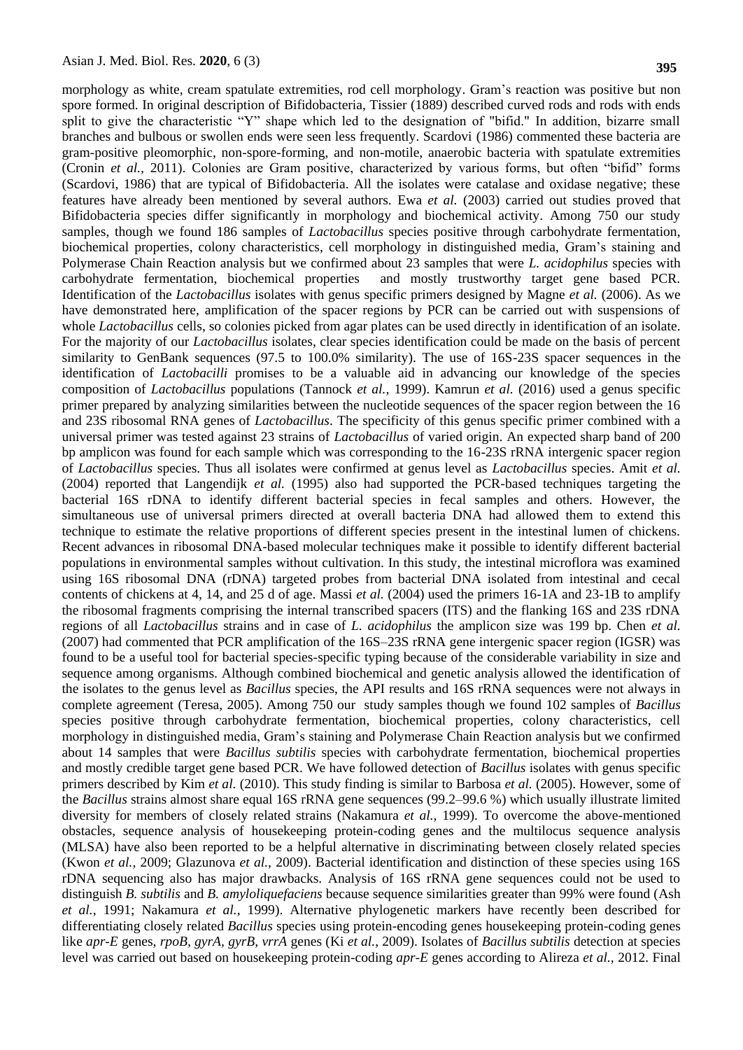morphology as white, cream spatulate extremities, rod cell morphology. Gram's reaction was positive but non spore formed. In original description of Bifidobacteria, Tissier (1889) described curved rods and rods with ends split to give the characteristic "Y" shape which led to the designation of "bifid." In addition, bizarre small branches and bulbous or swollen ends were seen less frequently. Scardovi (1986) commented these bacteria are gram-positive pleomorphic, non-spore-forming, and non-motile, anaerobic bacteria with spatulate extremities (Cronin *et al.,* 2011). Colonies are Gram positive, characterized by various forms, but often "bifid" forms (Scardovi, 1986) that are typical of Bifidobacteria. All the isolates were catalase and oxidase negative; these features have already been mentioned by several authors. Ewa *et al.* (2003) carried out studies proved that Bifidobacteria species differ significantly in morphology and biochemical activity. Among 750 our study samples, though we found 186 samples of *Lactobacillus* species positive through carbohydrate fermentation, biochemical properties, colony characteristics, cell morphology in distinguished media, Gram's staining and Polymerase Chain Reaction analysis but we confirmed about 23 samples that were *L. acidophilus* species with carbohydrate fermentation, biochemical properties and mostly trustworthy target gene based PCR. Identification of the *Lactobacillus* isolates with genus specific primers designed by Magne *et al.* (2006). As we have demonstrated here, amplification of the spacer regions by PCR can be carried out with suspensions of whole *Lactobacillus* cells, so colonies picked from agar plates can be used directly in identification of an isolate. For the majority of our *Lactobacillus* isolates, clear species identification could be made on the basis of percent similarity to GenBank sequences (97.5 to 100.0% similarity). The use of 16S-23S spacer sequences in the identification of *Lactobacilli* promises to be a valuable aid in advancing our knowledge of the species composition of *Lactobacillus* populations (Tannock *et al.,* 1999). Kamrun *et al.* (2016) used a genus specific primer prepared by analyzing similarities between the nucleotide sequences of the spacer region between the 16 and 23S ribosomal RNA genes of *Lactobacillus*. The specificity of this genus specific primer combined with a universal primer was tested against 23 strains of *Lactobacillus* of varied origin. An expected sharp band of 200 bp amplicon was found for each sample which was corresponding to the 16-23S rRNA intergenic spacer region of *Lactobacillus* species. Thus all isolates were confirmed at genus level as *Lactobacillus* species. Amit *et al.* (2004) reported that Langendijk *et al.* (1995) also had supported the PCR-based techniques targeting the bacterial 16S rDNA to identify different bacterial species in fecal samples and others. However, the simultaneous use of universal primers directed at overall bacteria DNA had allowed them to extend this technique to estimate the relative proportions of different species present in the intestinal lumen of chickens. Recent advances in ribosomal DNA-based molecular techniques make it possible to identify different bacterial populations in environmental samples without cultivation. In this study, the intestinal microflora was examined using 16S ribosomal DNA (rDNA) targeted probes from bacterial DNA isolated from intestinal and cecal contents of chickens at 4, 14, and 25 d of age. Massi *et al.* (2004) used the primers 16-1A and 23-1B to amplify the ribosomal fragments comprising the internal transcribed spacers (ITS) and the flanking 16S and 23S rDNA regions of all *Lactobacillus* strains and in case of *L. acidophilus* the amplicon size was 199 bp. Chen *et al.* (2007) had commented that PCR amplification of the 16S–23S rRNA gene intergenic spacer region (IGSR) was found to be a useful tool for bacterial species-specific typing because of the considerable variability in size and sequence among organisms. Although combined biochemical and genetic analysis allowed the identification of the isolates to the genus level as *Bacillus* species, the API results and 16S rRNA sequences were not always in complete agreement (Teresa, 2005). Among 750 our study samples though we found 102 samples of *Bacillus* species positive through carbohydrate fermentation, biochemical properties, colony characteristics, cell morphology in distinguished media, Gram's staining and Polymerase Chain Reaction analysis but we confirmed about 14 samples that were *Bacillus subtilis* species with carbohydrate fermentation, biochemical properties and mostly credible target gene based PCR. We have followed detection of *Bacillus* isolates with genus specific primers described by Kim *et al.* (2010). This study finding is similar to Barbosa *et al.* (2005). However, some of the *Bacillus* strains almost share equal 16S rRNA gene sequences (99.2–99.6 %) which usually illustrate limited diversity for members of closely related strains (Nakamura *et al.,* 1999). To overcome the above-mentioned obstacles, sequence analysis of housekeeping protein-coding genes and the multilocus sequence analysis (MLSA) have also been reported to be a helpful alternative in discriminating between closely related species (Kwon *et al.,* 2009; Glazunova *et al.,* 2009). Bacterial identification and distinction of these species using 16S rDNA sequencing also has major drawbacks. Analysis of 16S rRNA gene sequences could not be used to distinguish *B. subtilis* and *B. amyloliquefaciens* because sequence similarities greater than 99% were found (Ash *et al.,* 1991; Nakamura *et al.,* 1999). Alternative phylogenetic markers have recently been described for differentiating closely related *Bacillus* species using protein-encoding genes housekeeping protein-coding genes like *apr-E* genes, *rpoB*, *gyrA*, *gyrB*, *vrrA* genes (Ki *et al.,* 2009). Isolates of *Bacillus subtilis* detection at species level was carried out based on housekeeping protein-coding *apr-E* genes according to Alireza *et al.,* 2012. Final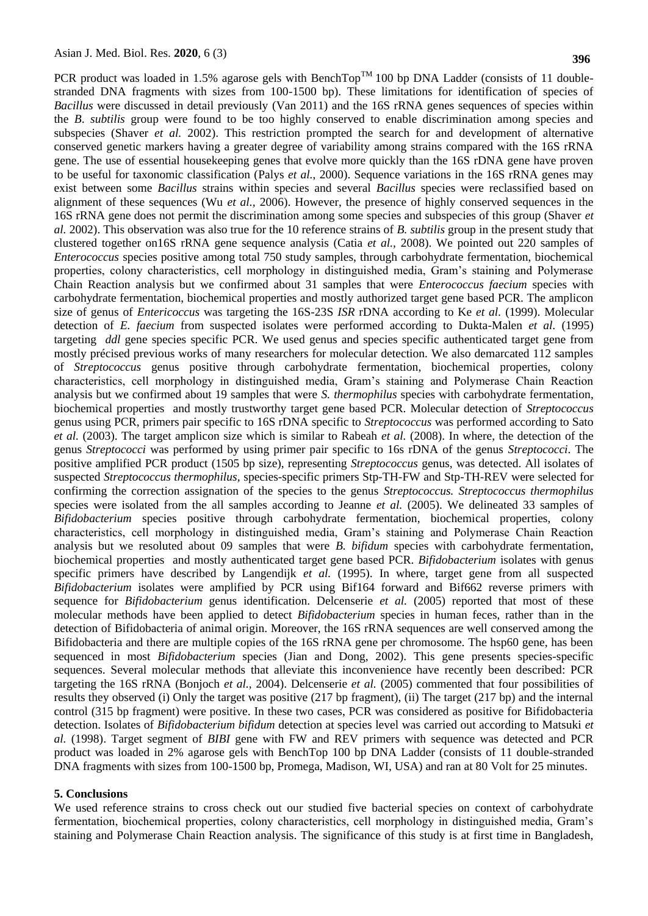PCR product was loaded in 1.5% agarose gels with BenchTop™ 100 bp DNA Ladder (consists of 11 double-stranded DNA fragments with sizes from 100-1500 bp). These limitations for identification of species of *Bacillus* were discussed in detail previously (Van 2011) and the 16S rRNA genes sequences of species within the *B. subtilis* group were found to be too highly conserved to enable discrimination among species and subspecies (Shaver *et al.* 2002). This restriction prompted the search for and development of alternative conserved genetic markers having a greater degree of variability among strains compared with the 16S rRNA gene. The use of essential housekeeping genes that evolve more quickly than the 16S rDNA gene have proven to be useful for taxonomic classification (Palys *et al.,* 2000). Sequence variations in the 16S rRNA genes may exist between some *Bacillus* strains within species and several *Bacillus* species were reclassified based on alignment of these sequences (Wu *et al.,* 2006). However, the presence of highly conserved sequences in the 16S rRNA gene does not permit the discrimination among some species and subspecies of this group (Shaver *et al.* 2002). This observation was also true for the 10 reference strains of *B. subtilis* group in the present study that clustered together on16S rRNA gene sequence analysis (Catia *et al.,* 2008). We pointed out 220 samples of *Enterococcus* species positive among total 750 study samples, through carbohydrate fermentation, biochemical properties, colony characteristics, cell morphology in distinguished media, Gram's staining and Polymerase Chain Reaction analysis but we confirmed about 31 samples that were *Enterococcus faecium* species with carbohydrate fermentation, biochemical properties and mostly authorized target gene based PCR. The amplicon size of genus of *Entericoccus* was targeting the 16S-23S *ISR* rDNA according to Ke *et al.* (1999). Molecular detection of *E. faecium* from suspected isolates were performed according to Dukta-Malen *et al.* (1995) targeting *ddl* gene species specific PCR. We used genus and species specific authenticated target gene from mostly précised previous works of many researchers for molecular detection. We also demarcated 112 samples of *Streptococcus* genus positive through carbohydrate fermentation, biochemical properties, colony characteristics, cell morphology in distinguished media, Gram's staining and Polymerase Chain Reaction analysis but we confirmed about 19 samples that were *S. thermophilus* species with carbohydrate fermentation, biochemical properties and mostly trustworthy target gene based PCR. Molecular detection of *Streptococcus* genus using PCR, primers pair specific to 16S rDNA specific to *Streptococcus* was performed according to Sato *et al.* (2003). The target amplicon size which is similar to Rabeah *et al.* (2008). In where, the detection of the genus *Streptococci* was performed by using primer pair specific to 16s rDNA of the genus *Streptococci*. The positive amplified PCR product (1505 bp size), representing *Streptococcus* genus, was detected. All isolates of suspected *Streptococcus thermophilus*, species-specific primers Stp-TH-FW and Stp-TH-REV were selected for confirming the correction assignation of the species to the genus *Streptococcus. Streptococcus thermophilus* species were isolated from the all samples according to Jeanne *et al.* (2005). We delineated 33 samples of *Bifidobacterium* species positive through carbohydrate fermentation, biochemical properties, colony characteristics, cell morphology in distinguished media, Gram's staining and Polymerase Chain Reaction analysis but we resoluted about 09 samples that were *B. bifidum* species with carbohydrate fermentation, biochemical properties and mostly authenticated target gene based PCR. *Bifidobacterium* isolates with genus specific primers have described by Langendijk *et al.* (1995). In where, target gene from all suspected *Bifidobacterium* isolates were amplified by PCR using Bif164 forward and Bif662 reverse primers with sequence for *Bifidobacterium* genus identification. Delcenserie *et al.* (2005) reported that most of these molecular methods have been applied to detect *Bifidobacterium* species in human feces, rather than in the detection of Bifidobacteria of animal origin. Moreover, the 16S rRNA sequences are well conserved among the Bifidobacteria and there are multiple copies of the 16S rRNA gene per chromosome. The hsp60 gene, has been sequenced in most *Bifidobacterium* species (Jian and Dong, 2002). This gene presents species-specific sequences. Several molecular methods that alleviate this inconvenience have recently been described: PCR targeting the 16S rRNA (Bonjoch *et al.,* 2004). Delcenserie *et al.* (2005) commented that four possibilities of results they observed (i) Only the target was positive (217 bp fragment), (ii) The target (217 bp) and the internal control (315 bp fragment) were positive. In these two cases, PCR was considered as positive for Bifidobacteria detection. Isolates of *Bifidobacterium bifidum* detection at species level was carried out according to Matsuki *et al.* (1998). Target segment of *BIBI* gene with FW and REV primers with sequence was detected and PCR product was loaded in 2% agarose gels with BenchTop 100 bp DNA Ladder (consists of 11 double-stranded DNA fragments with sizes from 100-1500 bp, Promega, Madison, WI, USA) and ran at 80 Volt for 25 minutes.

## 5. Conclusions

We used reference strains to cross check out our studied five bacterial species on context of carbohydrate fermentation, biochemical properties, colony characteristics, cell morphology in distinguished media, Gram's staining and Polymerase Chain Reaction analysis. The significance of this study is at first time in Bangladesh,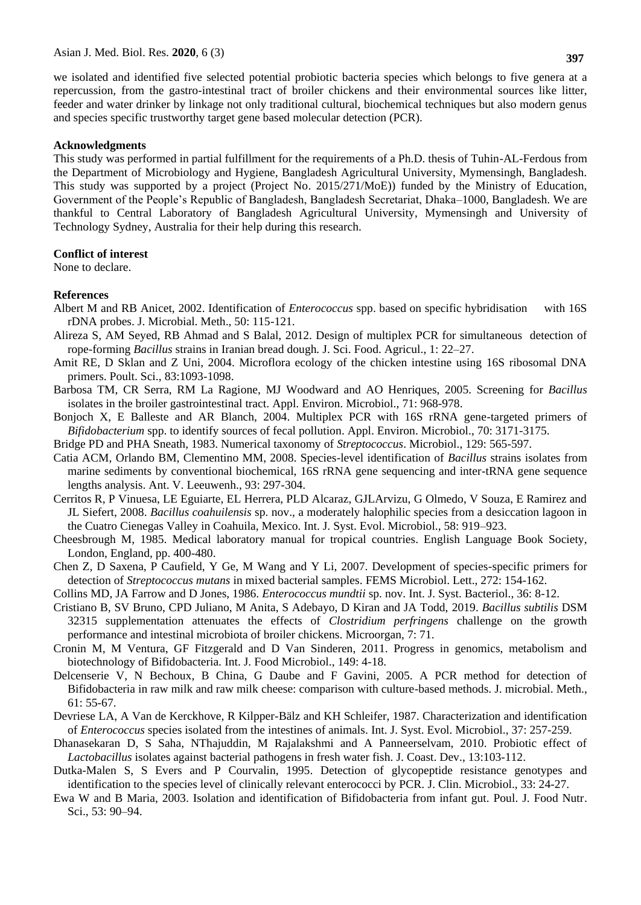we isolated and identified five selected potential probiotic bacteria species which belongs to five genera at a repercussion, from the gastro-intestinal tract of broiler chickens and their environmental sources like litter, feeder and water drinker by linkage not only traditional cultural, biochemical techniques but also modern genus and species specific trustworthy target gene based molecular detection (PCR).

## Acknowledgments

This study was performed in partial fulfillment for the requirements of a Ph.D. thesis of Tuhin-AL-Ferdous from the Department of Microbiology and Hygiene, Bangladesh Agricultural University, Mymensingh, Bangladesh. This study was supported by a project (Project No. 2015/271/MoE)) funded by the Ministry of Education, Government of the People's Republic of Bangladesh, Bangladesh Secretariat, Dhaka–1000, Bangladesh. We are thankful to Central Laboratory of Bangladesh Agricultural University, Mymensingh and University of Technology Sydney, Australia for their help during this research.

## Conflict of interest

None to declare.

## References

Albert M and RB Anicet, 2002. Identification of *Enterococcus* spp. based on specific hybridisation with 16S rDNA probes. J. Microbial. Meth., 50: 115-121.

Alireza S, AM Seyed, RB Ahmad and S Balal, 2012. Design of multiplex PCR for simultaneous detection of rope-forming *Bacillus* strains in Iranian bread dough. J. Sci. Food. Agricul., 1: 22–27.

Amit RE, D Sklan and Z Uni, 2004. Microflora ecology of the chicken intestine using 16S ribosomal DNA primers. Poult. Sci., 83:1093-1098.

Barbosa TM, CR Serra, RM La Ragione, MJ Woodward and AO Henriques, 2005. Screening for *Bacillus* isolates in the broiler gastrointestinal tract. Appl. Environ. Microbiol., 71: 968-978.

Bonjoch X, E Balleste and AR Blanch, 2004. Multiplex PCR with 16S rRNA gene-targeted primers of *Bifidobacterium* spp. to identify sources of fecal pollution. Appl. Environ. Microbiol., 70: 3171-3175.

Bridge PD and PHA Sneath, 1983. Numerical taxonomy of *Streptococcus*. Microbiol., 129: 565-597.

Catia ACM, Orlando BM, Clementino MM, 2008. Species-level identification of *Bacillus* strains isolates from marine sediments by conventional biochemical, 16S rRNA gene sequencing and inter-tRNA gene sequence lengths analysis. Ant. V. Leeuwenh., 93: 297-304.

Cerritos R, P Vinuesa, LE Eguiarte, EL Herrera, PLD Alcaraz, GJLArvizu, G Olmedo, V Souza, E Ramirez and JL Siefert, 2008. *Bacillus coahuilensis* sp. nov., a moderately halophilic species from a desiccation lagoon in the Cuatro Cienegas Valley in Coahuila, Mexico. Int. J. Syst. Evol. Microbiol., 58: 919–923.

Cheesbrough M, 1985. Medical laboratory manual for tropical countries. English Language Book Society, London, England, pp. 400-480.

Chen Z, D Saxena, P Caufield, Y Ge, M Wang and Y Li, 2007. Development of species-specific primers for detection of *Streptococcus mutans* in mixed bacterial samples. FEMS Microbiol. Lett., 272: 154-162.

Collins MD, JA Farrow and D Jones, 1986. *Enterococcus mundtii* sp. nov. Int. J. Syst. Bacteriol., 36: 8-12.

Cristiano B, SV Bruno, CPD Juliano, M Anita, S Adebayo, D Kiran and JA Todd, 2019. *Bacillus subtilis* DSM 32315 supplementation attenuates the effects of *Clostridium perfringens* challenge on the growth performance and intestinal microbiota of broiler chickens. Microorgan, 7: 71.

Cronin M, M Ventura, GF Fitzgerald and D Van Sinderen, 2011. Progress in genomics, metabolism and biotechnology of Bifidobacteria. Int. J. Food Microbiol., 149: 4-18.

Delcenserie V, N Bechoux, B China, G Daube and F Gavini, 2005. A PCR method for detection of Bifidobacteria in raw milk and raw milk cheese: comparison with culture-based methods. J. microbial. Meth., 61: 55-67.

Devriese LA, A Van de Kerckhove, R Kilpper-Bälz and KH Schleifer, 1987. Characterization and identification of *Enterococcus* species isolated from the intestines of animals. Int. J. Syst. Evol. Microbiol., 37: 257-259.

Dhanasekaran D, S Saha, NThajuddin, M Rajalakshmi and A Panneerselvam, 2010. Probiotic effect of *Lactobacillus* isolates against bacterial pathogens in fresh water fish. J. Coast. Dev., 13:103-112.

Dutka-Malen S, S Evers and P Courvalin, 1995. Detection of glycopeptide resistance genotypes and identification to the species level of clinically relevant enterococci by PCR. J. Clin. Microbiol., 33: 24-27.

Ewa W and B Maria, 2003. Isolation and identification of Bifidobacteria from infant gut. Poul. J. Food Nutr. Sci., 53: 90–94.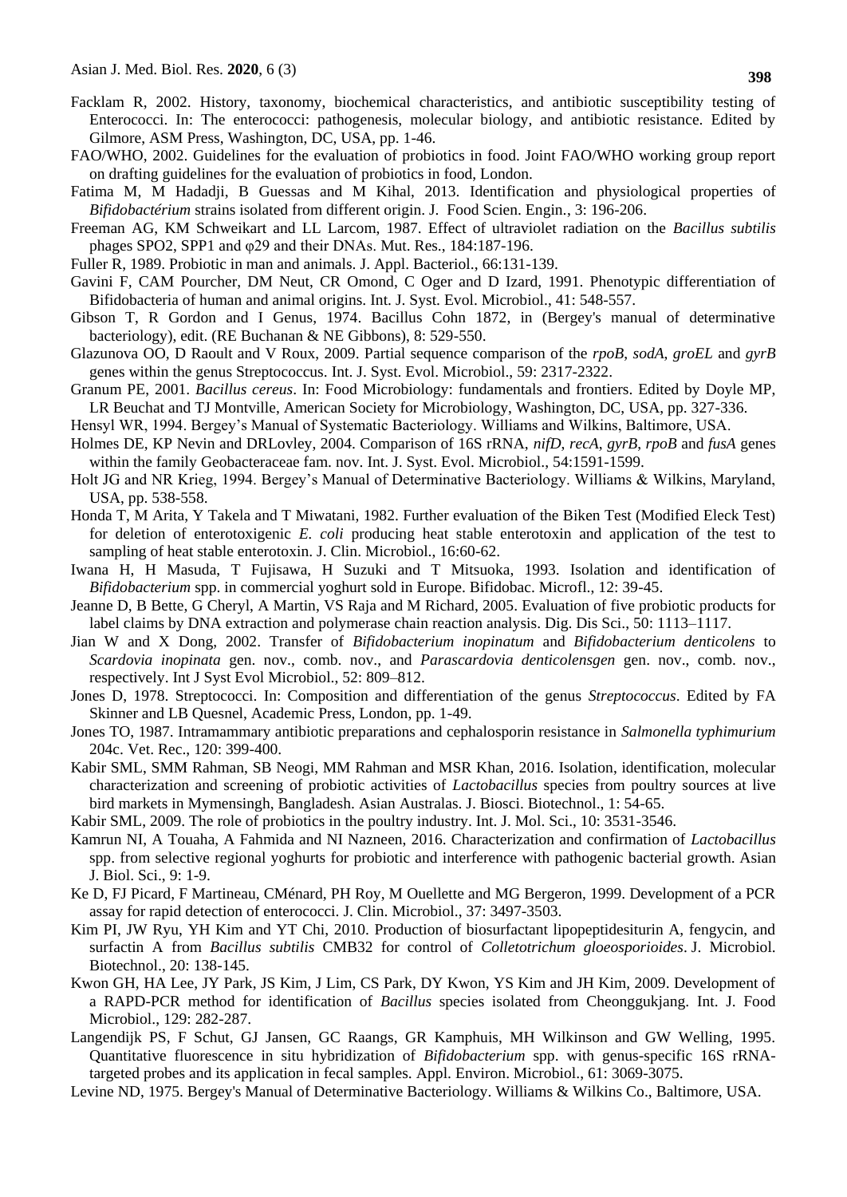Facklam R, 2002. History, taxonomy, biochemical characteristics, and antibiotic susceptibility testing of Enterococci. In: The enterococci: pathogenesis, molecular biology, and antibiotic resistance. Edited by Gilmore, ASM Press, Washington, DC, USA, pp. 1-46.

FAO/WHO, 2002. Guidelines for the evaluation of probiotics in food. Joint FAO/WHO working group report on drafting guidelines for the evaluation of probiotics in food, London.

Fatima M, M Hadadji, B Guessas and M Kihal, 2013. Identification and physiological properties of *Bifidobactérium* strains isolated from different origin. J. Food Scien. Engin., 3: 196-206.

Freeman AG, KM Schweikart and LL Larcom, 1987. Effect of ultraviolet radiation on the *Bacillus subtilis* phages SPO2, SPP1 and φ29 and their DNAs. Mut. Res., 184:187-196.

Fuller R, 1989. Probiotic in man and animals. J. Appl. Bacteriol., 66:131-139.

Gavini F, CAM Pourcher, DM Neut, CR Omond, C Oger and D Izard, 1991. Phenotypic differentiation of Bifidobacteria of human and animal origins. Int. J. Syst. Evol. Microbiol., 41: 548-557.

Gibson T, R Gordon and I Genus, 1974. Bacillus Cohn 1872, in (Bergey's manual of determinative bacteriology), edit. (RE Buchanan & NE Gibbons), 8: 529-550.

Glazunova OO, D Raoult and V Roux, 2009. Partial sequence comparison of the *rpoB*, *sodA*, *groEL* and *gyrB* genes within the genus Streptococcus. Int. J. Syst. Evol. Microbiol., 59: 2317-2322.

Granum PE, 2001. *Bacillus cereus*. In: Food Microbiology: fundamentals and frontiers. Edited by Doyle MP, LR Beuchat and TJ Montville, American Society for Microbiology, Washington, DC, USA, pp. 327-336.

Hensyl WR, 1994. Bergey's Manual of Systematic Bacteriology. Williams and Wilkins, Baltimore, USA.

Holmes DE, KP Nevin and DRLovley, 2004. Comparison of 16S rRNA, *nifD*, *recA*, *gyrB*, *rpoB* and *fusA* genes within the family Geobacteraceae fam. nov. Int. J. Syst. Evol. Microbiol., 54:1591-1599.

Holt JG and NR Krieg, 1994. Bergey's Manual of Determinative Bacteriology. Williams & Wilkins, Maryland, USA, pp. 538-558.

Honda T, M Arita, Y Takela and T Miwatani, 1982. Further evaluation of the Biken Test (Modified Eleck Test) for deletion of enterotoxigenic *E. coli* producing heat stable enterotoxin and application of the test to sampling of heat stable enterotoxin. J. Clin. Microbiol., 16:60-62.

Iwana H, H Masuda, T Fujisawa, H Suzuki and T Mitsuoka, 1993. Isolation and identification of *Bifidobacterium* spp. in commercial yoghurt sold in Europe. Bifidobac. Microfl., 12: 39-45.

Jeanne D, B Bette, G Cheryl, A Martin, VS Raja and M Richard, 2005. Evaluation of five probiotic products for label claims by DNA extraction and polymerase chain reaction analysis. Dig. Dis Sci., 50: 1113–1117.

Jian W and X Dong, 2002. Transfer of *Bifidobacterium inopinatum* and *Bifidobacterium denticolens* to *Scardovia inopinata* gen. nov., comb. nov., and *Parascardovia denticolensgen* gen. nov., comb. nov., respectively. Int J Syst Evol Microbiol., 52: 809–812.

Jones D, 1978. Streptococci. In: Composition and differentiation of the genus *Streptococcus*. Edited by FA Skinner and LB Quesnel, Academic Press, London, pp. 1-49.

Jones TO, 1987. Intramammary antibiotic preparations and cephalosporin resistance in *Salmonella typhimurium* 204c. Vet. Rec., 120: 399-400.

Kabir SML, SMM Rahman, SB Neogi, MM Rahman and MSR Khan, 2016. Isolation, identification, molecular characterization and screening of probiotic activities of *Lactobacillus* species from poultry sources at live bird markets in Mymensingh, Bangladesh. Asian Australas. J. Biosci. Biotechnol., 1: 54-65.

Kabir SML, 2009. The role of probiotics in the poultry industry. Int. J. Mol. Sci., 10: 3531-3546.

Kamrun NI, A Touaha, A Fahmida and NI Nazneen, 2016. Characterization and confirmation of *Lactobacillus* spp. from selective regional yoghurts for probiotic and interference with pathogenic bacterial growth. Asian J. Biol. Sci., 9: 1-9.

Ke D, FJ Picard, F Martineau, CMénard, PH Roy, M Ouellette and MG Bergeron, 1999. Development of a PCR assay for rapid detection of enterococci. J. Clin. Microbiol., 37: 3497-3503.

Kim PI, JW Ryu, YH Kim and YT Chi, 2010. Production of biosurfactant lipopeptidesiturin A, fengycin, and surfactin A from *Bacillus subtilis* CMB32 for control of *Colletotrichum gloeosporioides*. J. Microbiol. Biotechnol., 20: 138-145.

Kwon GH, HA Lee, JY Park, JS Kim, J Lim, CS Park, DY Kwon, YS Kim and JH Kim, 2009. Development of a RAPD-PCR method for identification of *Bacillus* species isolated from Cheonggukjang. Int. J. Food Microbiol., 129: 282-287.

Langendijk PS, F Schut, GJ Jansen, GC Raangs, GR Kamphuis, MH Wilkinson and GW Welling, 1995. Quantitative fluorescence in situ hybridization of *Bifidobacterium* spp. with genus-specific 16S rRNA-targeted probes and its application in fecal samples. Appl. Environ. Microbiol., 61: 3069-3075.

Levine ND, 1975. Bergey's Manual of Determinative Bacteriology. Williams & Wilkins Co., Baltimore, USA.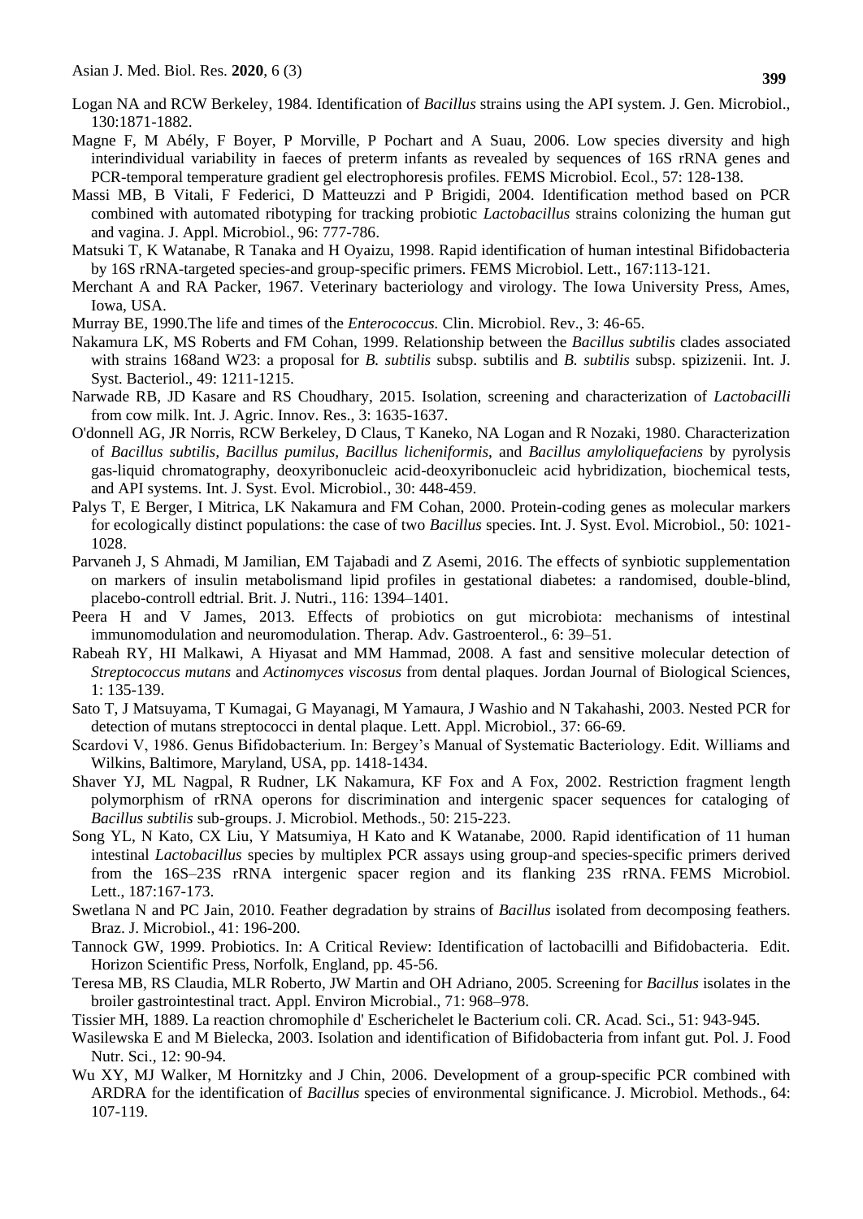Logan NA and RCW Berkeley, 1984. Identification of *Bacillus* strains using the API system. J. Gen. Microbiol., 130:1871-1882.

Magne F, M Abély, F Boyer, P Morville, P Pochart and A Suau, 2006. Low species diversity and high interindividual variability in faeces of preterm infants as revealed by sequences of 16S rRNA genes and PCR-temporal temperature gradient gel electrophoresis profiles. FEMS Microbiol. Ecol., 57: 128-138.

Massi MB, B Vitali, F Federici, D Matteuzzi and P Brigidi, 2004. Identification method based on PCR combined with automated ribotyping for tracking probiotic *Lactobacillus* strains colonizing the human gut and vagina. J. Appl. Microbiol., 96: 777-786.

Matsuki T, K Watanabe, R Tanaka and H Oyaizu, 1998. Rapid identification of human intestinal Bifidobacteria by 16S rRNA-targeted species-and group-specific primers. FEMS Microbiol. Lett., 167:113-121.

Merchant A and RA Packer, 1967. Veterinary bacteriology and virology. The Iowa University Press, Ames, Iowa, USA.

Murray BE, 1990.The life and times of the *Enterococcus.* Clin. Microbiol. Rev., 3: 46-65.

Nakamura LK, MS Roberts and FM Cohan, 1999. Relationship between the *Bacillus subtilis* clades associated with strains 168and W23: a proposal for *B. subtilis* subsp. subtilis and *B. subtilis* subsp. spizizenii. Int. J. Syst. Bacteriol., 49: 1211-1215.

Narwade RB, JD Kasare and RS Choudhary, 2015. Isolation, screening and characterization of *Lactobacilli* from cow milk. Int. J. Agric. Innov. Res., 3: 1635-1637.

O'donnell AG, JR Norris, RCW Berkeley, D Claus, T Kaneko, NA Logan and R Nozaki, 1980. Characterization of *Bacillus subtilis*, *Bacillus pumilus*, *Bacillus licheniformis*, and *Bacillus amyloliquefaciens* by pyrolysis gas-liquid chromatography, deoxyribonucleic acid-deoxyribonucleic acid hybridization, biochemical tests, and API systems. Int. J. Syst. Evol. Microbiol., 30: 448-459.

Palys T, E Berger, I Mitrica, LK Nakamura and FM Cohan, 2000. Protein-coding genes as molecular markers for ecologically distinct populations: the case of two *Bacillus* species. Int. J. Syst. Evol. Microbiol., 50: 1021-1028.

Parvaneh J, S Ahmadi, M Jamilian, EM Tajabadi and Z Asemi, 2016. The effects of synbiotic supplementation on markers of insulin metabolismand lipid profiles in gestational diabetes: a randomised, double-blind, placebo-controll edtrial. Brit. J. Nutri., 116: 1394–1401.

Peera H and V James, 2013. Effects of probiotics on gut microbiota: mechanisms of intestinal immunomodulation and neuromodulation. Therap. Adv. Gastroenterol., 6: 39–51.

Rabeah RY, HI Malkawi, A Hiyasat and MM Hammad, 2008. A fast and sensitive molecular detection of *Streptococcus mutans* and *Actinomyces viscosus* from dental plaques. Jordan Journal of Biological Sciences, 1: 135-139.

Sato T, J Matsuyama, T Kumagai, G Mayanagi, M Yamaura, J Washio and N Takahashi, 2003. Nested PCR for detection of mutans streptococci in dental plaque. Lett. Appl. Microbiol., 37: 66-69.

Scardovi V, 1986. Genus Bifidobacterium. In: Bergey's Manual of Systematic Bacteriology. Edit. Williams and Wilkins, Baltimore, Maryland, USA, pp. 1418-1434.

Shaver YJ, ML Nagpal, R Rudner, LK Nakamura, KF Fox and A Fox, 2002. Restriction fragment length polymorphism of rRNA operons for discrimination and intergenic spacer sequences for cataloging of *Bacillus subtilis* sub-groups. J. Microbiol. Methods., 50: 215-223.

Song YL, N Kato, CX Liu, Y Matsumiya, H Kato and K Watanabe, 2000. Rapid identification of 11 human intestinal *Lactobacillus* species by multiplex PCR assays using group-and species-specific primers derived from the 16S–23S rRNA intergenic spacer region and its flanking 23S rRNA. FEMS Microbiol. Lett., 187:167-173.

Swetlana N and PC Jain, 2010. Feather degradation by strains of *Bacillus* isolated from decomposing feathers. Braz. J. Microbiol., 41: 196-200.

Tannock GW, 1999. Probiotics. In: A Critical Review: Identification of lactobacilli and Bifidobacteria. Edit. Horizon Scientific Press, Norfolk, England, pp. 45-56.

Teresa MB, RS Claudia, MLR Roberto, JW Martin and OH Adriano, 2005. Screening for *Bacillus* isolates in the broiler gastrointestinal tract. Appl. Environ Microbial., 71: 968–978.

Tissier MH, 1889. La reaction chromophile d' Escherichelet le Bacterium coli. CR. Acad. Sci., 51: 943-945.

Wasilewska E and M Bielecka, 2003. Isolation and identification of Bifidobacteria from infant gut. Pol. J. Food Nutr. Sci., 12: 90-94.

Wu XY, MJ Walker, M Hornitzky and J Chin, 2006. Development of a group-specific PCR combined with ARDRA for the identification of *Bacillus* species of environmental significance. J. Microbiol. Methods., 64: 107-119.